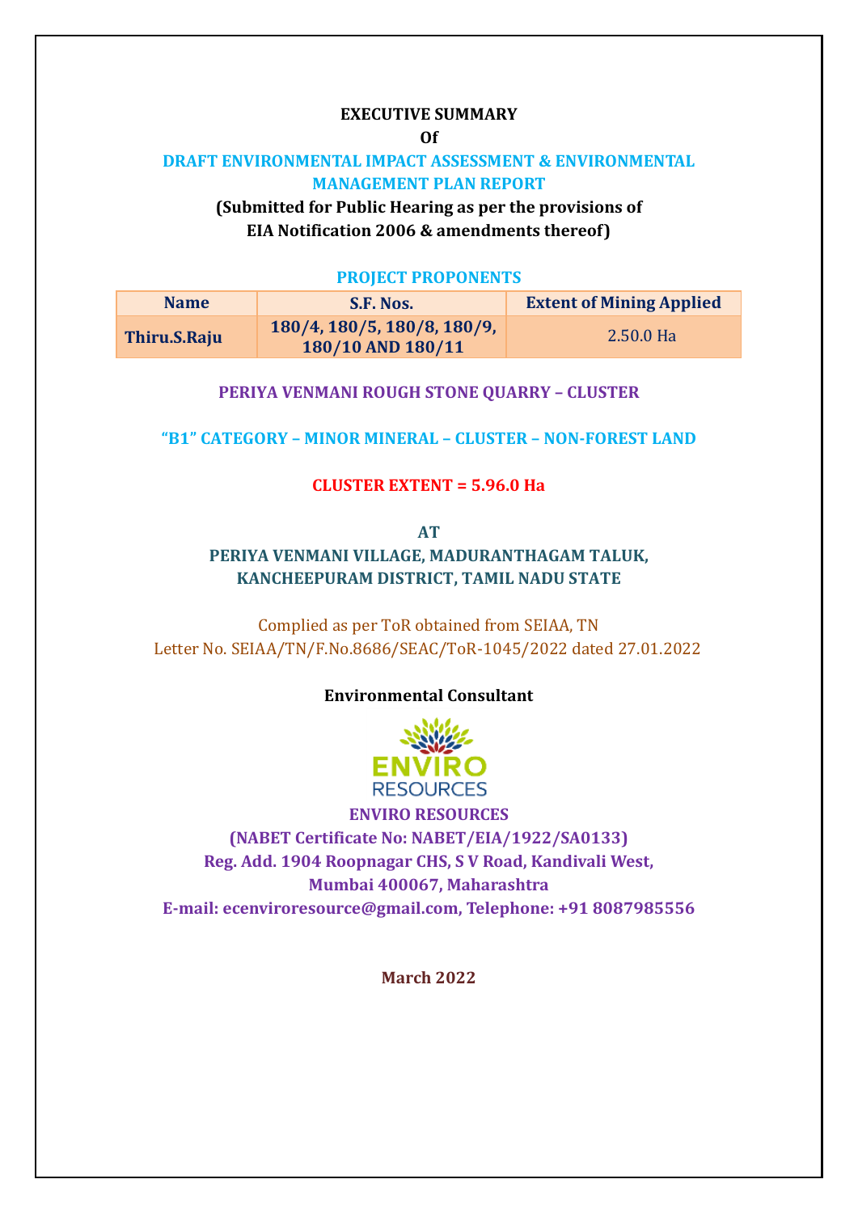**EXECUTIVE SUMMARY**

**Of**

# DRAFT ENVIRONMENTAL IMPACT ASSESSMENT & ENVIRONMENTAL MANAGEMENT PLAN REPORT

**(Submitted for Public Hearing as per the provisions of EIA Notification 2006 & amendments thereof)**

## PROJECT PROPONENTS

| Name | S.F. Nos. | Extent of Mining Applied |
|---|---|---|
| **Thiru.S.Raju** | **180/4, 180/5, 180/8, 180/9, 180/10 AND 180/11** | 2.50.0 Ha |

**PERIYA VENMANI ROUGH STONE QUARRY – CLUSTER**

**"B1" CATEGORY – MINOR MINERAL – CLUSTER – NON-FOREST LAND**

**CLUSTER EXTENT = 5.96.0 Ha**

**AT**

**PERIYA VENMANI VILLAGE, MADURANTHAGAM TALUK, KANCHEEPURAM DISTRICT, TAMIL NADU STATE**

Complied as per ToR obtained from SEIAA, TN
Letter No. SEIAA/TN/F.No.8686/SEAC/ToR-1045/2022 dated 27.01.2022

**Environmental Consultant**

ENVIRO RESOURCES

**ENVIRO RESOURCES**
**(NABET Certificate No: NABET/EIA/1922/SA0133)**
**Reg. Add. 1904 Roopnagar CHS, S V Road, Kandivali West, Mumbai 400067, Maharashtra**
**E-mail: ecenviroresource@gmail.com, Telephone: +91 8087985556**

**March 2022**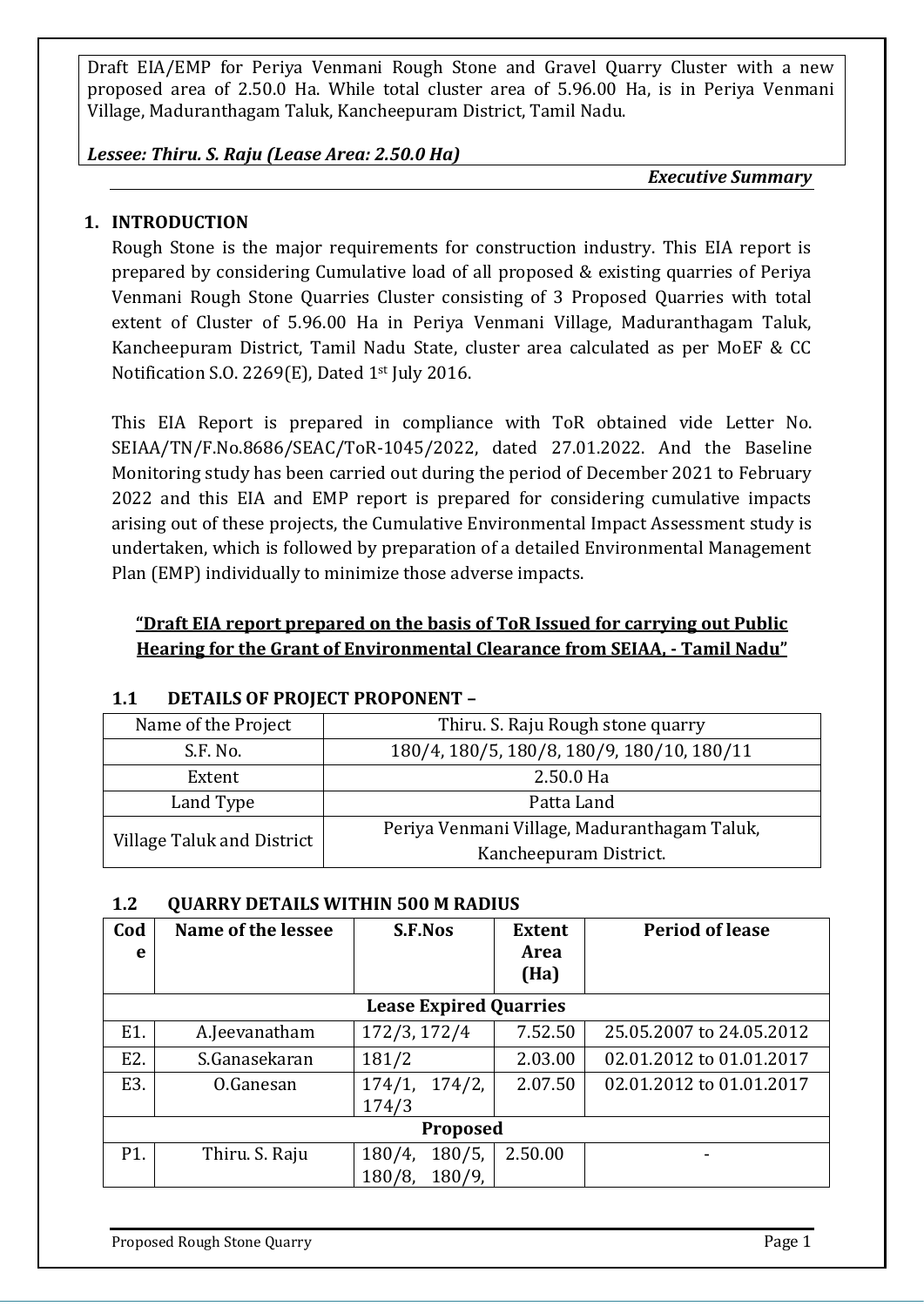Draft EIA/EMP for Periya Venmani Rough Stone and Gravel Quarry Cluster with a new proposed area of 2.50.0 Ha. While total cluster area of 5.96.00 Ha, is in Periya Venmani Village, Maduranthagam Taluk, Kancheepuram District, Tamil Nadu.

*Lessee: Thiru. S. Raju (Lease Area: 2.50.0 Ha)*

*Executive Summary*

## 1. INTRODUCTION

Rough Stone is the major requirements for construction industry. This EIA report is prepared by considering Cumulative load of all proposed & existing quarries of Periya Venmani Rough Stone Quarries Cluster consisting of 3 Proposed Quarries with total extent of Cluster of 5.96.00 Ha in Periya Venmani Village, Maduranthagam Taluk, Kancheepuram District, Tamil Nadu State, cluster area calculated as per MoEF & CC Notification S.O. 2269(E), Dated 1st July 2016.

This EIA Report is prepared in compliance with ToR obtained vide Letter No. SEIAA/TN/F.No.8686/SEAC/ToR-1045/2022, dated 27.01.2022. And the Baseline Monitoring study has been carried out during the period of December 2021 to February 2022 and this EIA and EMP report is prepared for considering cumulative impacts arising out of these projects, the Cumulative Environmental Impact Assessment study is undertaken, which is followed by preparation of a detailed Environmental Management Plan (EMP) individually to minimize those adverse impacts.

**"Draft EIA report prepared on the basis of ToR Issued for carrying out Public Hearing for the Grant of Environmental Clearance from SEIAA, - Tamil Nadu"**

### 1.1 DETAILS OF PROJECT PROPONENT –

| | |
|---|---|
| Name of the Project | Thiru. S. Raju Rough stone quarry |
| S.F. No. | 180/4, 180/5, 180/8, 180/9, 180/10, 180/11 |
| Extent | 2.50.0 Ha |
| Land Type | Patta Land |
| Village Taluk and District | Periya Venmani Village, Maduranthagam Taluk, Kancheepuram District. |

### 1.2 QUARRY DETAILS WITHIN 500 M RADIUS

| Code | Name of the lessee | S.F.Nos | Extent Area (Ha) | Period of lease |
|---|---|---|---|---|
| **Lease Expired Quarries** | | | | |
| E1. | A.Jeevanatham | 172/3, 172/4 | 7.52.50 | 25.05.2007 to 24.05.2012 |
| E2. | S.Ganasekaran | 181/2 | 2.03.00 | 02.01.2012 to 01.01.2017 |
| E3. | O.Ganesan | 174/1, 174/2, 174/3 | 2.07.50 | 02.01.2012 to 01.01.2017 |
| **Proposed** | | | | |
| P1. | Thiru. S. Raju | 180/4, 180/5, 180/8, 180/9, | 2.50.00 | - |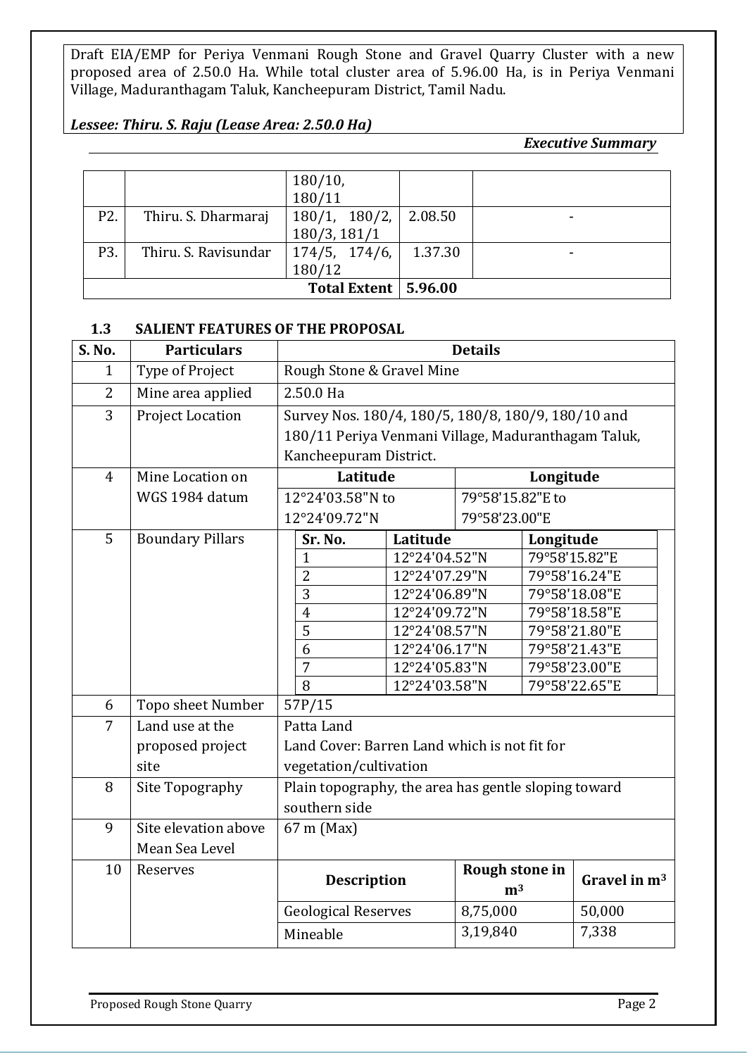| | | | | |
|---|---|---|---|---|
| | | 180/10, 180/11 | | |
| P2. | Thiru. S. Dharmaraj | 180/1, 180/2, 180/3, 181/1 | 2.08.50 | - |
| P3. | Thiru. S. Ravisundar | 174/5, 174/6, 180/12 | 1.37.30 | - |
| | | **Total Extent** | **5.96.00** | |

### 1.3 SALIENT FEATURES OF THE PROPOSAL

| S. No. | Particulars | Details | | |
|---|---|---|---|---|
| 1 | Type of Project | Rough Stone & Gravel Mine | | |
| 2 | Mine area applied | 2.50.0 Ha | | |
| 3 | Project Location | Survey Nos. 180/4, 180/5, 180/8, 180/9, 180/10 and 180/11 Periya Venmani Village, Maduranthagam Taluk, Kancheepuram District. | | |
| 4 | Mine Location on WGS 1984 datum | **Latitude** | **Longitude** | |
| | | 12°24'03.58"N to 12°24'09.72"N | 79°58'15.82"E to 79°58'23.00"E | |
| 5 | Boundary Pillars | **Sr. No.** | **Latitude** | **Longitude** |
| | | 1 | 12°24'04.52"N | 79°58'15.82"E |
| | | 2 | 12°24'07.29"N | 79°58'16.24"E |
| | | 3 | 12°24'06.89"N | 79°58'18.08"E |
| | | 4 | 12°24'09.72"N | 79°58'18.58"E |
| | | 5 | 12°24'08.57"N | 79°58'21.80"E |
| | | 6 | 12°24'06.17"N | 79°58'21.43"E |
| | | 7 | 12°24'05.83"N | 79°58'23.00"E |
| | | 8 | 12°24'03.58"N | 79°58'22.65"E |
| 6 | Topo sheet Number | 57P/15 | | |
| 7 | Land use at the proposed project site | Patta Land<br>Land Cover: Barren Land which is not fit for vegetation/cultivation | | |
| 8 | Site Topography | Plain topography, the area has gentle sloping toward southern side | | |
| 9 | Site elevation above Mean Sea Level | 67 m (Max) | | |
| 10 | Reserves | **Description** | **Rough stone in $m^3$** | **Gravel in $m^3$** |
| | | Geological Reserves | 8,75,000 | 50,000 |
| | | Mineable | 3,19,840 | 7,338 |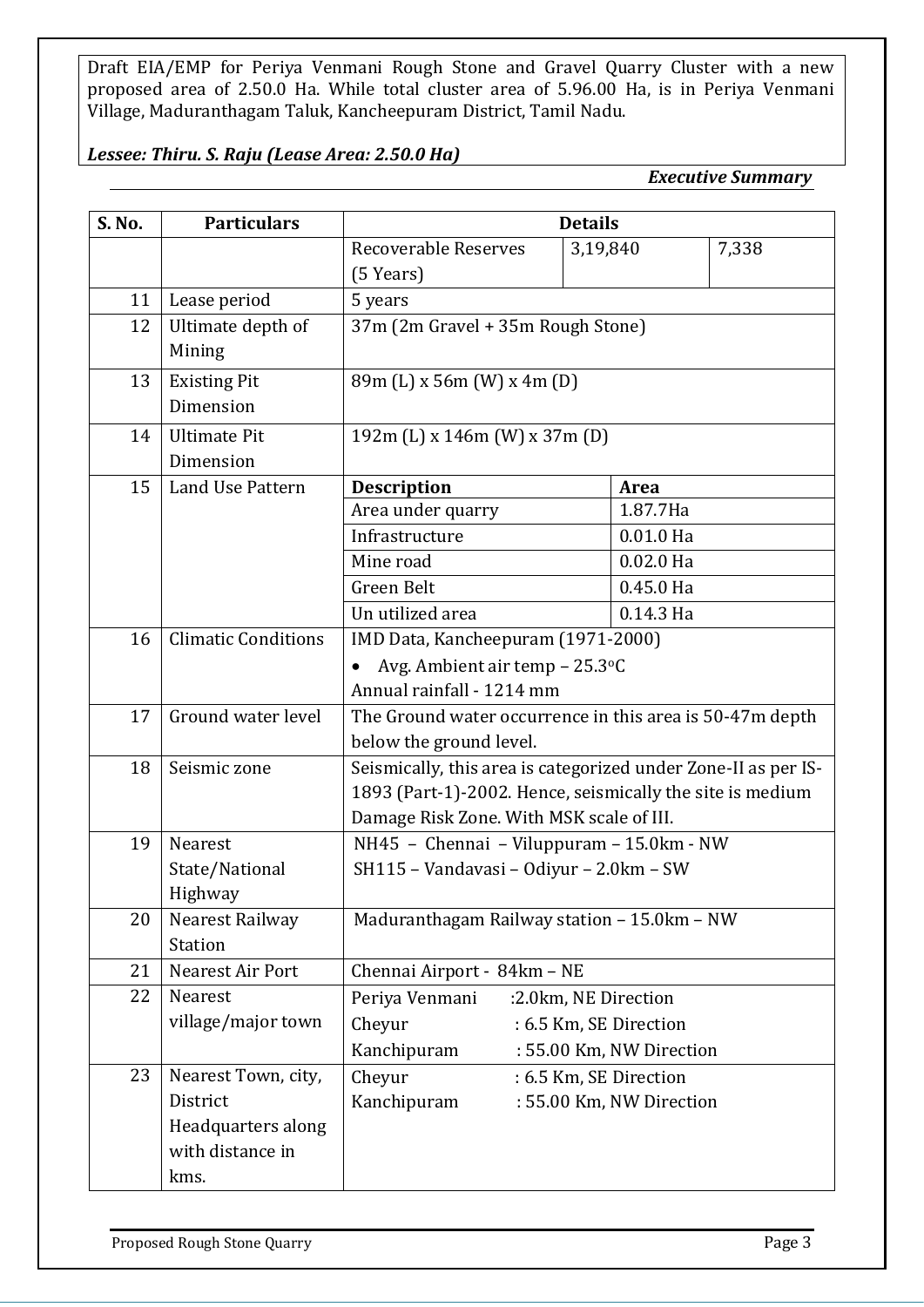Draft EIA/EMP for Periya Venmani Rough Stone and Gravel Quarry Cluster with a new proposed area of 2.50.0 Ha. While total cluster area of 5.96.00 Ha, is in Periya Venmani Village, Maduranthagam Taluk, Kancheepuram District, Tamil Nadu.

*Lessee: Thiru. S. Raju (Lease Area: 2.50.0 Ha)*

***Executive Summary***

| S. No. | Particulars | Details | | |
|---|---|---|---|---|
| | | Recoverable Reserves (5 Years) | 3,19,840 | 7,338 |
| 11 | Lease period | 5 years | | |
| 12 | Ultimate depth of Mining | 37m (2m Gravel + 35m Rough Stone) | | |
| 13 | Existing Pit Dimension | 89m (L) x 56m (W) x 4m (D) | | |
| 14 | Ultimate Pit Dimension | 192m (L) x 146m (W) x 37m (D) | | |
| 15 | Land Use Pattern | **Description** | **Area** | |
| | | Area under quarry | 1.87.7Ha | |
| | | Infrastructure | 0.01.0 Ha | |
| | | Mine road | 0.02.0 Ha | |
| | | Green Belt | 0.45.0 Ha | |
| | | Un utilized area | 0.14.3 Ha | |
| 16 | Climatic Conditions | IMD Data, Kancheepuram (1971-2000)<br>• Avg. Ambient air temp – 25.3°C<br>Annual rainfall - 1214 mm | | |
| 17 | Ground water level | The Ground water occurrence in this area is 50-47m depth below the ground level. | | |
| 18 | Seismic zone | Seismically, this area is categorized under Zone-II as per IS-1893 (Part-1)-2002. Hence, seismically the site is medium Damage Risk Zone. With MSK scale of III. | | |
| 19 | Nearest State/National Highway | NH45 – Chennai – Viluppuram – 15.0km - NW<br>SH115 – Vandavasi – Odiyur – 2.0km – SW | | |
| 20 | Nearest Railway Station | Maduranthagam Railway station – 15.0km – NW | | |
| 21 | Nearest Air Port | Chennai Airport - 84km – NE | | |
| 22 | Nearest village/major town | Periya Venmani :2.0km, NE Direction<br>Cheyur : 6.5 Km, SE Direction<br>Kanchipuram : 55.00 Km, NW Direction | | |
| 23 | Nearest Town, city, District Headquarters along with distance in kms. | Cheyur : 6.5 Km, SE Direction<br>Kanchipuram : 55.00 Km, NW Direction | | |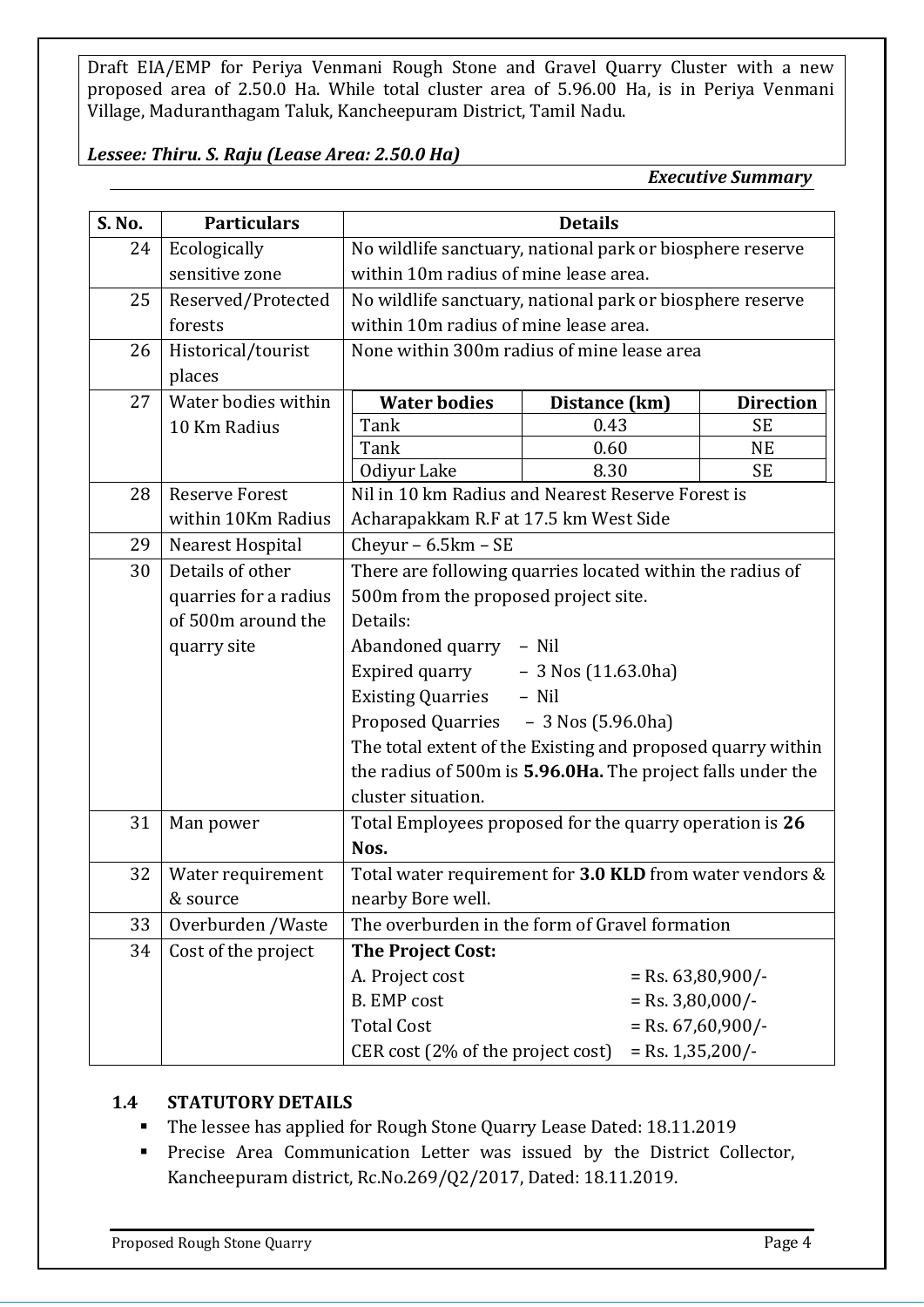| S. No. | Particulars | Details |
|---|---|---|
| 24 | Ecologically sensitive zone | No wildlife sanctuary, national park or biosphere reserve within 10m radius of mine lease area. |
| 25 | Reserved/Protected forests | No wildlife sanctuary, national park or biosphere reserve within 10m radius of mine lease area. |
| 26 | Historical/tourist places | None within 300m radius of mine lease area |
| 27 | Water bodies within 10 Km Radius | Water bodies / Distance (km) / Direction: Tank – 0.43 – SE; Tank – 0.60 – NE; Odiyur Lake – 8.30 – SE |
| 28 | Reserve Forest within 10Km Radius | Nil in 10 km Radius and Nearest Reserve Forest is Acharapakkam R.F at 17.5 km West Side |
| 29 | Nearest Hospital | Cheyur – 6.5km – SE |
| 30 | Details of other quarries for a radius of 500m around the quarry site | There are following quarries located within the radius of 500m from the proposed project site.<br>Details:<br>Abandoned quarry – Nil<br>Expired quarry – 3 Nos (11.63.0ha)<br>Existing Quarries – Nil<br>Proposed Quarries – 3 Nos (5.96.0ha)<br>The total extent of the Existing and proposed quarry within the radius of 500m is **5.96.0Ha.** The project falls under the cluster situation. |
| 31 | Man power | Total Employees proposed for the quarry operation is **26 Nos.** |
| 32 | Water requirement & source | Total water requirement for **3.0 KLD** from water vendors & nearby Bore well. |
| 33 | Overburden /Waste | The overburden in the form of Gravel formation |
| 34 | Cost of the project | **The Project Cost:**<br>A. Project cost = Rs. 63,80,900/-<br>B. EMP cost = Rs. 3,80,000/-<br>Total Cost = Rs. 67,60,900/-<br>CER cost (2% of the project cost) = Rs. 1,35,200/- |

### 1.4 STATUTORY DETAILS

- The lessee has applied for Rough Stone Quarry Lease Dated: 18.11.2019
- Precise Area Communication Letter was issued by the District Collector, Kancheepuram district, Rc.No.269/Q2/2017, Dated: 18.11.2019.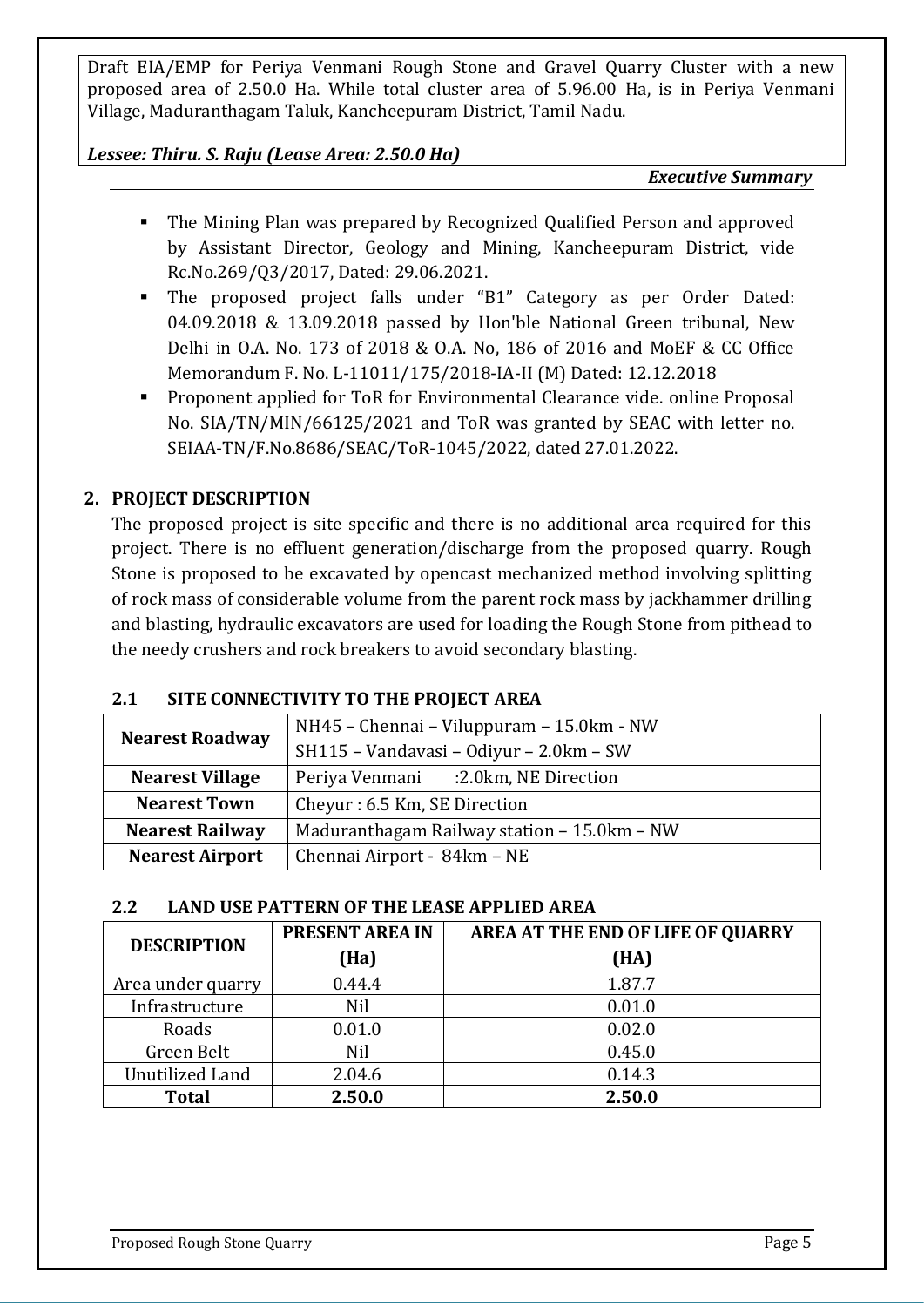- The Mining Plan was prepared by Recognized Qualified Person and approved by Assistant Director, Geology and Mining, Kancheepuram District, vide Rc.No.269/Q3/2017, Dated: 29.06.2021.
- The proposed project falls under "B1" Category as per Order Dated: 04.09.2018 & 13.09.2018 passed by Hon'ble National Green tribunal, New Delhi in O.A. No. 173 of 2018 & O.A. No, 186 of 2016 and MoEF & CC Office Memorandum F. No. L-11011/175/2018-IA-II (M) Dated: 12.12.2018
- Proponent applied for ToR for Environmental Clearance vide. online Proposal No. SIA/TN/MIN/66125/2021 and ToR was granted by SEAC with letter no. SEIAA-TN/F.No.8686/SEAC/ToR-1045/2022, dated 27.01.2022.

## 2. PROJECT DESCRIPTION

The proposed project is site specific and there is no additional area required for this project. There is no effluent generation/discharge from the proposed quarry. Rough Stone is proposed to be excavated by opencast mechanized method involving splitting of rock mass of considerable volume from the parent rock mass by jackhammer drilling and blasting, hydraulic excavators are used for loading the Rough Stone from pithead to the needy crushers and rock breakers to avoid secondary blasting.

### 2.1 SITE CONNECTIVITY TO THE PROJECT AREA

| | |
|---|---|
| **Nearest Roadway** | NH45 – Chennai – Viluppuram – 15.0km - NW<br>SH115 – Vandavasi – Odiyur – 2.0km – SW |
| **Nearest Village** | Periya Venmani :2.0km, NE Direction |
| **Nearest Town** | Cheyur : 6.5 Km, SE Direction |
| **Nearest Railway** | Maduranthagam Railway station – 15.0km – NW |
| **Nearest Airport** | Chennai Airport - 84km – NE |

### 2.2 LAND USE PATTERN OF THE LEASE APPLIED AREA

| DESCRIPTION | PRESENT AREA IN (Ha) | AREA AT THE END OF LIFE OF QUARRY (HA) |
|---|---|---|
| Area under quarry | 0.44.4 | 1.87.7 |
| Infrastructure | Nil | 0.01.0 |
| Roads | 0.01.0 | 0.02.0 |
| Green Belt | Nil | 0.45.0 |
| Unutilized Land | 2.04.6 | 0.14.3 |
| **Total** | **2.50.0** | **2.50.0** |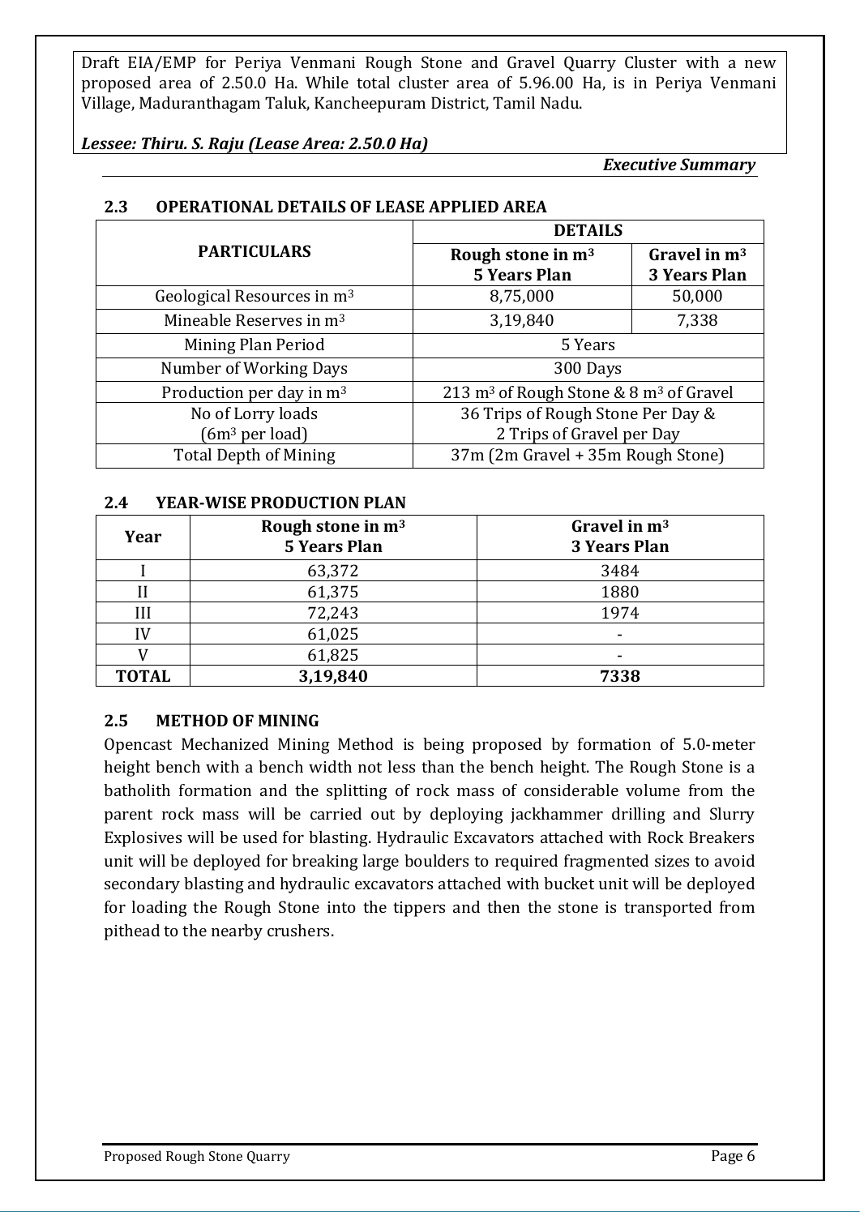## 2.3 OPERATIONAL DETAILS OF LEASE APPLIED AREA

| PARTICULARS | DETAILS | |
|---|---|---|
| | Rough stone in $m^3$ 5 Years Plan | Gravel in $m^3$ 3 Years Plan |
| Geological Resources in $m^3$ | 8,75,000 | 50,000 |
| Mineable Reserves in $m^3$ | 3,19,840 | 7,338 |
| Mining Plan Period | 5 Years | |
| Number of Working Days | 300 Days | |
| Production per day in $m^3$ | 213 $m^3$ of Rough Stone & 8 $m^3$ of Gravel | |
| No of Lorry loads (6$m^3$ per load) | 36 Trips of Rough Stone Per Day & 2 Trips of Gravel per Day | |
| Total Depth of Mining | 37m (2m Gravel + 35m Rough Stone) | |

## 2.4 YEAR-WISE PRODUCTION PLAN

| Year | Rough stone in $m^3$ 5 Years Plan | Gravel in $m^3$ 3 Years Plan |
|---|---|---|
| I | 63,372 | 3484 |
| II | 61,375 | 1880 |
| III | 72,243 | 1974 |
| IV | 61,025 | - |
| V | 61,825 | - |
| **TOTAL** | **3,19,840** | **7338** |

## 2.5 METHOD OF MINING

Opencast Mechanized Mining Method is being proposed by formation of 5.0-meter height bench with a bench width not less than the bench height. The Rough Stone is a batholith formation and the splitting of rock mass of considerable volume from the parent rock mass will be carried out by deploying jackhammer drilling and Slurry Explosives will be used for blasting. Hydraulic Excavators attached with Rock Breakers unit will be deployed for breaking large boulders to required fragmented sizes to avoid secondary blasting and hydraulic excavators attached with bucket unit will be deployed for loading the Rough Stone into the tippers and then the stone is transported from pithead to the nearby crushers.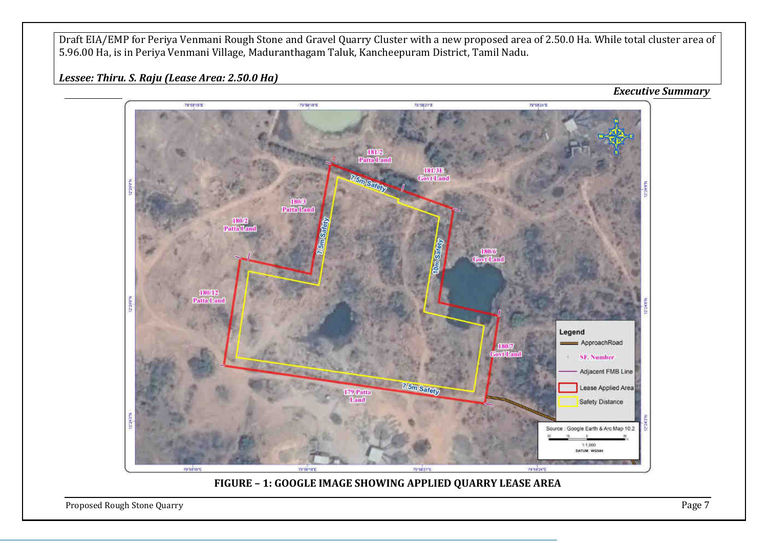FIGURE – 1: GOOGLE IMAGE SHOWING APPLIED QUARRY LEASE AREA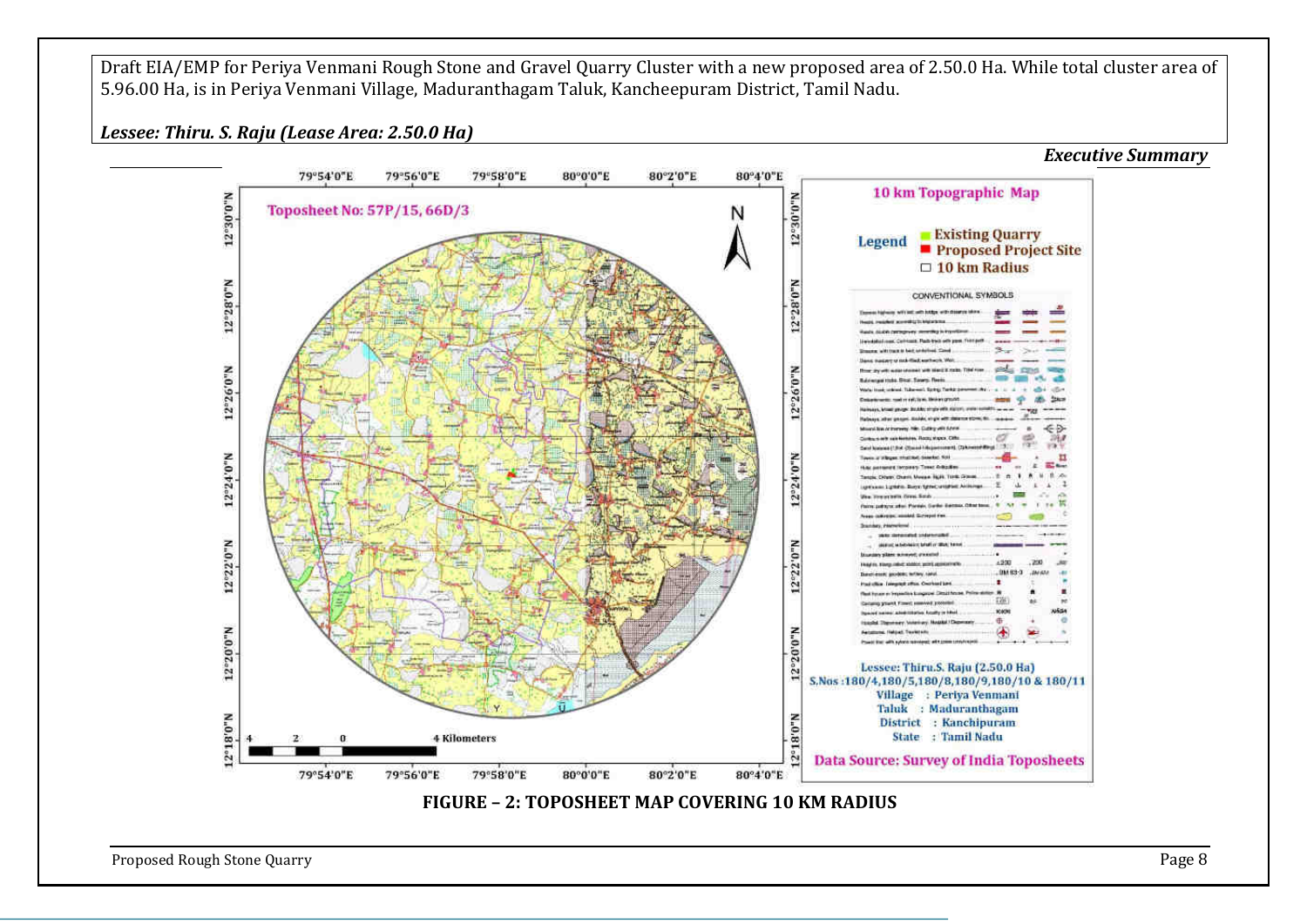Toposheet No: 57P/15, 66D/3

79°54'0"E 79°56'0"E 79°58'0"E 80°0'0"E 80°2'0"E 80°4'0"E

12°30'0"N 12°28'0"N 12°26'0"N 12°24'0"N 12°22'0"N 12°20'0"N 12°18'0"N

N

4 2 0 4 Kilometers

10 km Topographic Map

Legend
- Existing Quarry
- Proposed Project Site
- 10 km Radius

CONVENTIONAL SYMBOLS

Lessee: Thiru.S. Raju (2.50.0 Ha)
S.Nos :180/4,180/5,180/8,180/9,180/10 & 180/11
Village : Periya Venmani
Taluk : Maduranthagam
District : Kanchipuram
State : Tamil Nadu

Data Source: Survey of India Toposheets

**FIGURE – 2: TOPOSHEET MAP COVERING 10 KM RADIUS**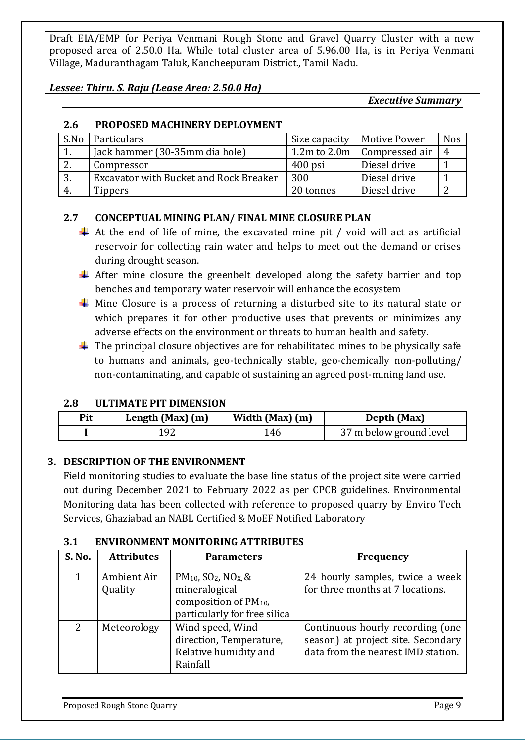### 2.6 PROPOSED MACHINERY DEPLOYMENT

| S.No | Particulars | Size capacity | Motive Power | Nos |
|---|---|---|---|---|
| 1. | Jack hammer (30-35mm dia hole) | 1.2m to 2.0m | Compressed air | 4 |
| 2. | Compressor | 400 psi | Diesel drive | 1 |
| 3. | Excavator with Bucket and Rock Breaker | 300 | Diesel drive | 1 |
| 4. | Tippers | 20 tonnes | Diesel drive | 2 |

### 2.7 CONCEPTUAL MINING PLAN/ FINAL MINE CLOSURE PLAN

- At the end of life of mine, the excavated mine pit / void will act as artificial reservoir for collecting rain water and helps to meet out the demand or crises during drought season.
- After mine closure the greenbelt developed along the safety barrier and top benches and temporary water reservoir will enhance the ecosystem
- Mine Closure is a process of returning a disturbed site to its natural state or which prepares it for other productive uses that prevents or minimizes any adverse effects on the environment or threats to human health and safety.
- The principal closure objectives are for rehabilitated mines to be physically safe to humans and animals, geo-technically stable, geo-chemically non-polluting/ non-contaminating, and capable of sustaining an agreed post-mining land use.

### 2.8 ULTIMATE PIT DIMENSION

| Pit | Length (Max) (m) | Width (Max) (m) | Depth (Max) |
|---|---|---|---|
| I | 192 | 146 | 37 m below ground level |

## 3. DESCRIPTION OF THE ENVIRONMENT

Field monitoring studies to evaluate the base line status of the project site were carried out during December 2021 to February 2022 as per CPCB guidelines. Environmental Monitoring data has been collected with reference to proposed quarry by Enviro Tech Services, Ghaziabad an NABL Certified & MoEF Notified Laboratory

### 3.1 ENVIRONMENT MONITORING ATTRIBUTES

| S. No. | Attributes | Parameters | Frequency |
|---|---|---|---|
| 1 | Ambient Air Quality | $PM_{10}$, $SO_2$, $NO_X$ & mineralogical composition of $PM_{10}$, particularly for free silica | 24 hourly samples, twice a week for three months at 7 locations. |
| 2 | Meteorology | Wind speed, Wind direction, Temperature, Relative humidity and Rainfall | Continuous hourly recording (one season) at project site. Secondary data from the nearest IMD station. |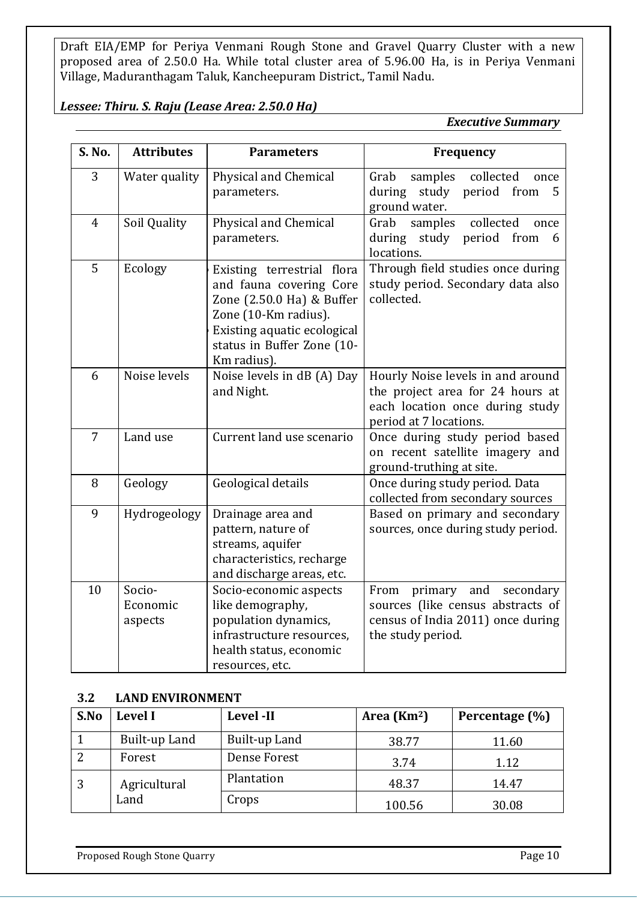| S. No. | Attributes | Parameters | Frequency |
|---|---|---|---|
| 3 | Water quality | Physical and Chemical parameters. | Grab samples collected once during study period from 5 ground water. |
| 4 | Soil Quality | Physical and Chemical parameters. | Grab samples collected once during study period from 6 locations. |
| 5 | Ecology | • Existing terrestrial flora and fauna covering Core Zone (2.50.0 Ha) & Buffer Zone (10-Km radius). • Existing aquatic ecological status in Buffer Zone (10-Km radius). | Through field studies once during study period. Secondary data also collected. |
| 6 | Noise levels | Noise levels in dB (A) Day and Night. | Hourly Noise levels in and around the project area for 24 hours at each location once during study period at 7 locations. |
| 7 | Land use | Current land use scenario | Once during study period based on recent satellite imagery and ground-truthing at site. |
| 8 | Geology | Geological details | Once during study period. Data collected from secondary sources |
| 9 | Hydrogeology | Drainage area and pattern, nature of streams, aquifer characteristics, recharge and discharge areas, etc. | Based on primary and secondary sources, once during study period. |
| 10 | Socio-Economic aspects | Socio-economic aspects like demography, population dynamics, infrastructure resources, health status, economic resources, etc. | From primary and secondary sources (like census abstracts of census of India 2011) once during the study period. |

### 3.2 LAND ENVIRONMENT

| S.No | Level I | Level -II | Area ($Km^2$) | Percentage (%) |
|---|---|---|---|---|
| 1 | Built-up Land | Built-up Land | 38.77 | 11.60 |
| 2 | Forest | Dense Forest | 3.74 | 1.12 |
| 3 | Agricultural Land | Plantation | 48.37 | 14.47 |
| | | Crops | 100.56 | 30.08 |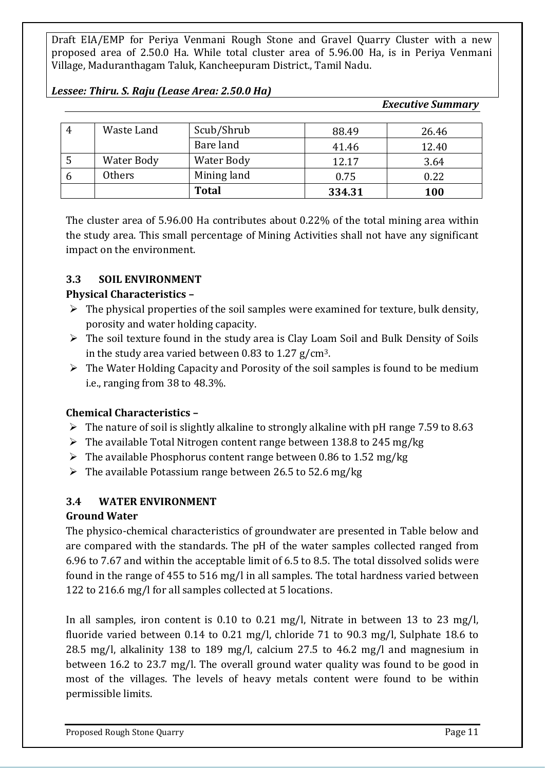| | | | | |
|---|---|---|---|---|
| 4 | Waste Land | Scub/Shrub | 88.49 | 26.46 |
| | | Bare land | 41.46 | 12.40 |
| 5 | Water Body | Water Body | 12.17 | 3.64 |
| 6 | Others | Mining land | 0.75 | 0.22 |
| | | **Total** | **334.31** | **100** |

The cluster area of 5.96.00 Ha contributes about 0.22% of the total mining area within the study area. This small percentage of Mining Activities shall not have any significant impact on the environment.

### 3.3 SOIL ENVIRONMENT

**Physical Characteristics –**

- The physical properties of the soil samples were examined for texture, bulk density, porosity and water holding capacity.
- The soil texture found in the study area is Clay Loam Soil and Bulk Density of Soils in the study area varied between 0.83 to 1.27 g/cm$^3$.
- The Water Holding Capacity and Porosity of the soil samples is found to be medium i.e., ranging from 38 to 48.3%.

**Chemical Characteristics –**

- The nature of soil is slightly alkaline to strongly alkaline with pH range 7.59 to 8.63
- The available Total Nitrogen content range between 138.8 to 245 mg/kg
- The available Phosphorus content range between 0.86 to 1.52 mg/kg
- The available Potassium range between 26.5 to 52.6 mg/kg

### 3.4 WATER ENVIRONMENT

**Ground Water**

The physico-chemical characteristics of groundwater are presented in Table below and are compared with the standards. The pH of the water samples collected ranged from 6.96 to 7.67 and within the acceptable limit of 6.5 to 8.5. The total dissolved solids were found in the range of 455 to 516 mg/l in all samples. The total hardness varied between 122 to 216.6 mg/l for all samples collected at 5 locations.

In all samples, iron content is 0.10 to 0.21 mg/l, Nitrate in between 13 to 23 mg/l, fluoride varied between 0.14 to 0.21 mg/l, chloride 71 to 90.3 mg/l, Sulphate 18.6 to 28.5 mg/l, alkalinity 138 to 189 mg/l, calcium 27.5 to 46.2 mg/l and magnesium in between 16.2 to 23.7 mg/l. The overall ground water quality was found to be good in most of the villages. The levels of heavy metals content were found to be within permissible limits.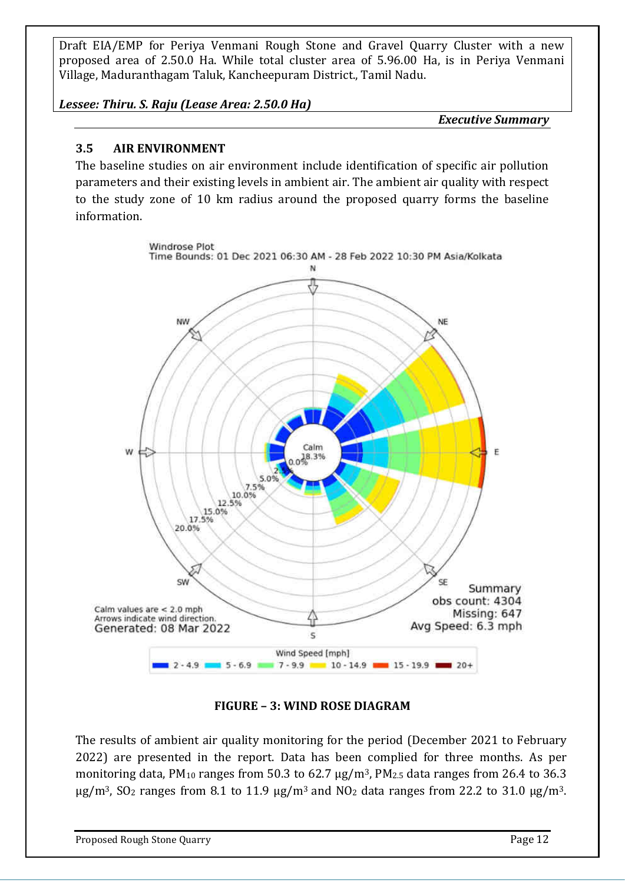### 3.5 AIR ENVIRONMENT

The baseline studies on air environment include identification of specific air pollution parameters and their existing levels in ambient air. The ambient air quality with respect to the study zone of 10 km radius around the proposed quarry forms the baseline information.

Windrose Plot
Time Bounds: 01 Dec 2021 06:30 AM - 28 Feb 2022 10:30 PM Asia/Kolkata

N
NE
E
SE
S
SW
W
NW

Calm
18.3%

0.0%
2.5%
5.0%
7.5%
10.0%
12.5%
15.0%
17.5%
20.0%

Calm values are < 2.0 mph
Arrows indicate wind direction.
Generated: 08 Mar 2022

Summary
obs count: 4304
Missing: 647
Avg Speed: 6.3 mph

Wind Speed [mph]
2 - 4.9 5 - 6.9 7 - 9.9 10 - 14.9 15 - 19.9 20+

**FIGURE – 3: WIND ROSE DIAGRAM**

The results of ambient air quality monitoring for the period (December 2021 to February 2022) are presented in the report. Data has been complied for three months. As per monitoring data, $PM_{10}$ ranges from 50.3 to 62.7 µg/m$^3$, $PM_{2.5}$ data ranges from 26.4 to 36.3 µg/m$^3$, $SO_2$ ranges from 8.1 to 11.9 µg/m$^3$ and $NO_2$ data ranges from 22.2 to 31.0 µg/m$^3$.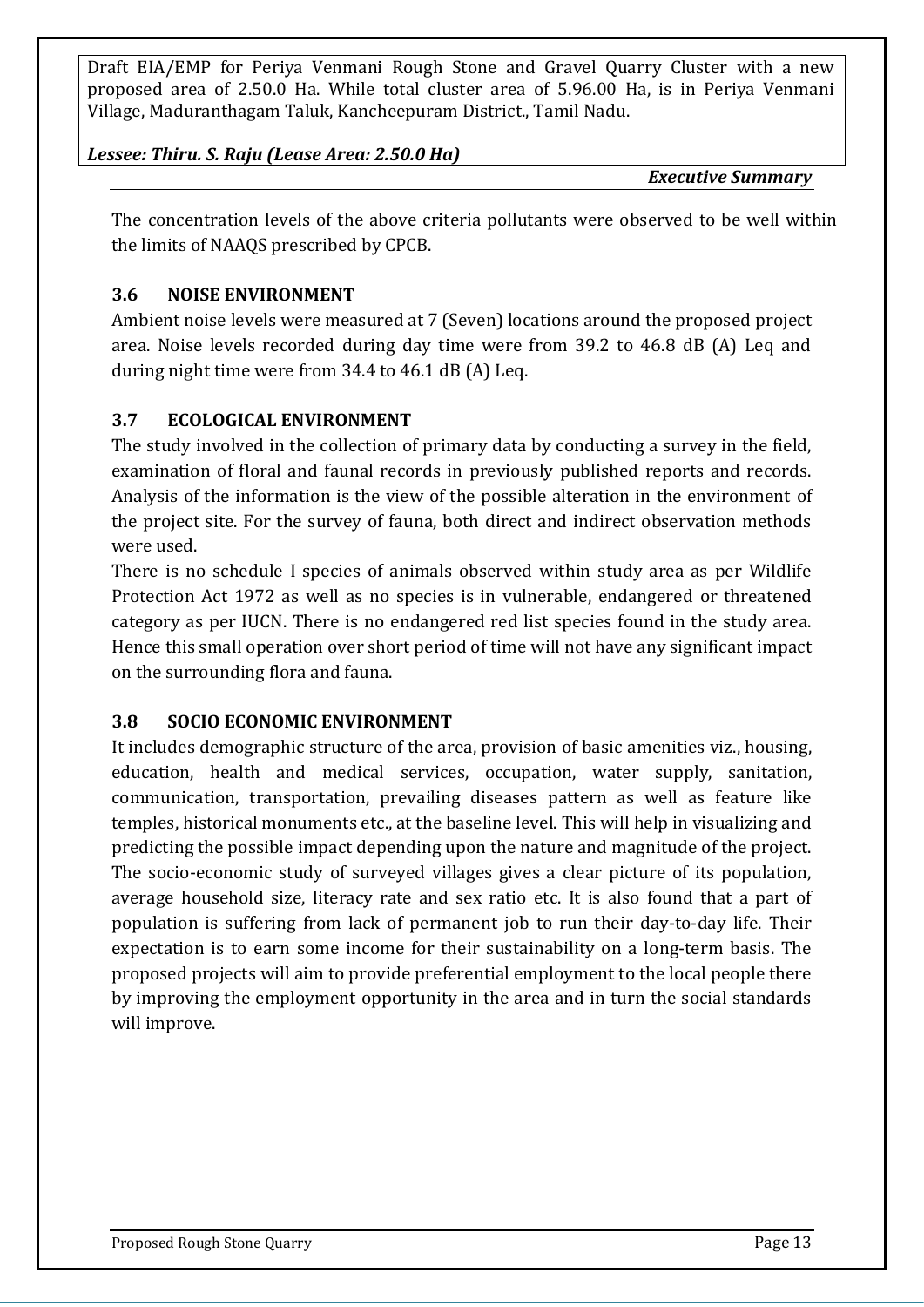The concentration levels of the above criteria pollutants were observed to be well within the limits of NAAQS prescribed by CPCB.

### 3.6 NOISE ENVIRONMENT

Ambient noise levels were measured at 7 (Seven) locations around the proposed project area. Noise levels recorded during day time were from 39.2 to 46.8 dB (A) Leq and during night time were from 34.4 to 46.1 dB (A) Leq.

### 3.7 ECOLOGICAL ENVIRONMENT

The study involved in the collection of primary data by conducting a survey in the field, examination of floral and faunal records in previously published reports and records. Analysis of the information is the view of the possible alteration in the environment of the project site. For the survey of fauna, both direct and indirect observation methods were used.

There is no schedule I species of animals observed within study area as per Wildlife Protection Act 1972 as well as no species is in vulnerable, endangered or threatened category as per IUCN. There is no endangered red list species found in the study area. Hence this small operation over short period of time will not have any significant impact on the surrounding flora and fauna.

### 3.8 SOCIO ECONOMIC ENVIRONMENT

It includes demographic structure of the area, provision of basic amenities viz., housing, education, health and medical services, occupation, water supply, sanitation, communication, transportation, prevailing diseases pattern as well as feature like temples, historical monuments etc., at the baseline level. This will help in visualizing and predicting the possible impact depending upon the nature and magnitude of the project. The socio-economic study of surveyed villages gives a clear picture of its population, average household size, literacy rate and sex ratio etc. It is also found that a part of population is suffering from lack of permanent job to run their day-to-day life. Their expectation is to earn some income for their sustainability on a long-term basis. The proposed projects will aim to provide preferential employment to the local people there by improving the employment opportunity in the area and in turn the social standards will improve.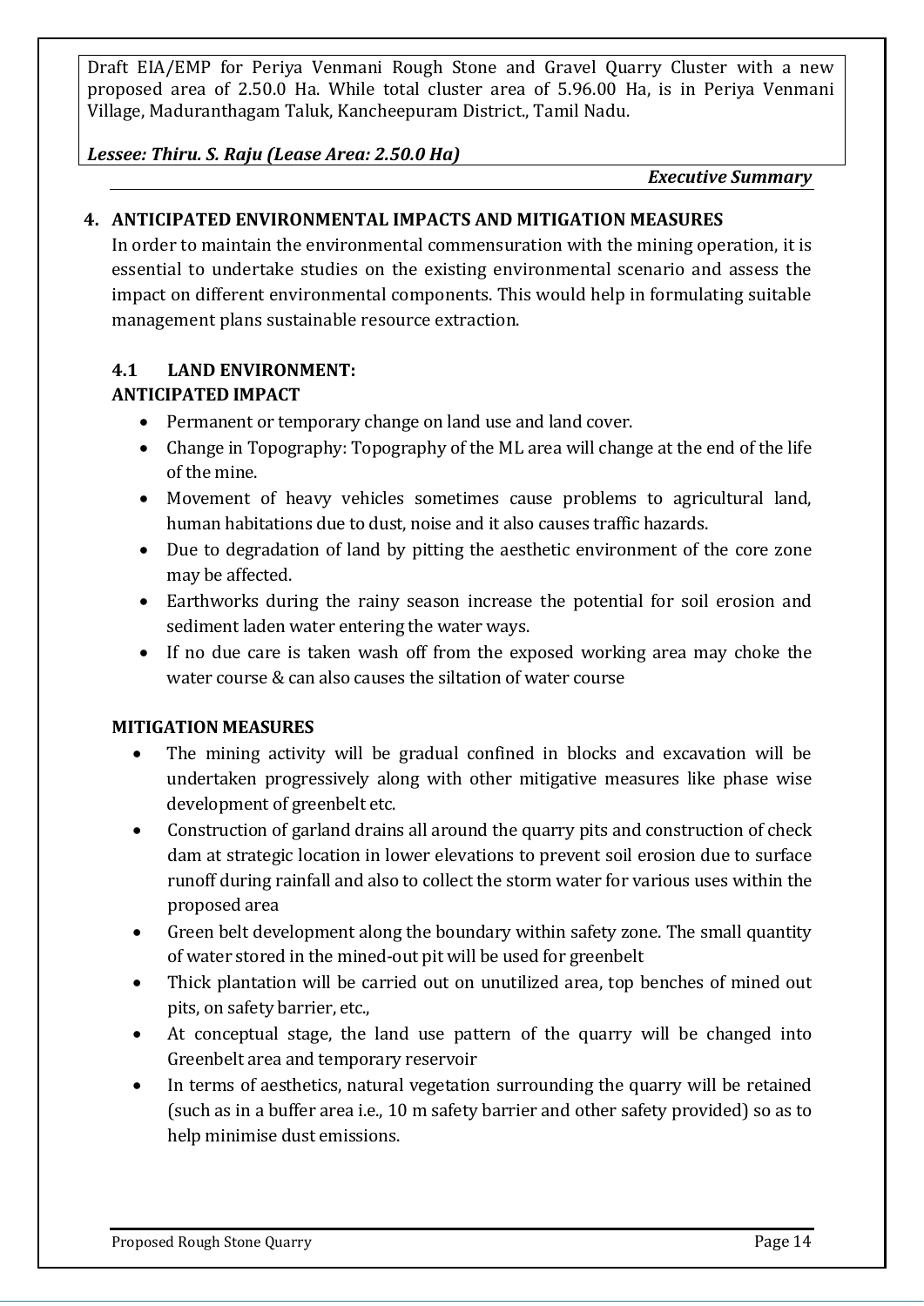## 4. ANTICIPATED ENVIRONMENTAL IMPACTS AND MITIGATION MEASURES

In order to maintain the environmental commensuration with the mining operation, it is essential to undertake studies on the existing environmental scenario and assess the impact on different environmental components. This would help in formulating suitable management plans sustainable resource extraction.

### 4.1 LAND ENVIRONMENT:

**ANTICIPATED IMPACT**

- Permanent or temporary change on land use and land cover.
- Change in Topography: Topography of the ML area will change at the end of the life of the mine.
- Movement of heavy vehicles sometimes cause problems to agricultural land, human habitations due to dust, noise and it also causes traffic hazards.
- Due to degradation of land by pitting the aesthetic environment of the core zone may be affected.
- Earthworks during the rainy season increase the potential for soil erosion and sediment laden water entering the water ways.
- If no due care is taken wash off from the exposed working area may choke the water course & can also causes the siltation of water course

**MITIGATION MEASURES**

- The mining activity will be gradual confined in blocks and excavation will be undertaken progressively along with other mitigative measures like phase wise development of greenbelt etc.
- Construction of garland drains all around the quarry pits and construction of check dam at strategic location in lower elevations to prevent soil erosion due to surface runoff during rainfall and also to collect the storm water for various uses within the proposed area
- Green belt development along the boundary within safety zone. The small quantity of water stored in the mined-out pit will be used for greenbelt
- Thick plantation will be carried out on unutilized area, top benches of mined out pits, on safety barrier, etc.,
- At conceptual stage, the land use pattern of the quarry will be changed into Greenbelt area and temporary reservoir
- In terms of aesthetics, natural vegetation surrounding the quarry will be retained (such as in a buffer area i.e., 10 m safety barrier and other safety provided) so as to help minimise dust emissions.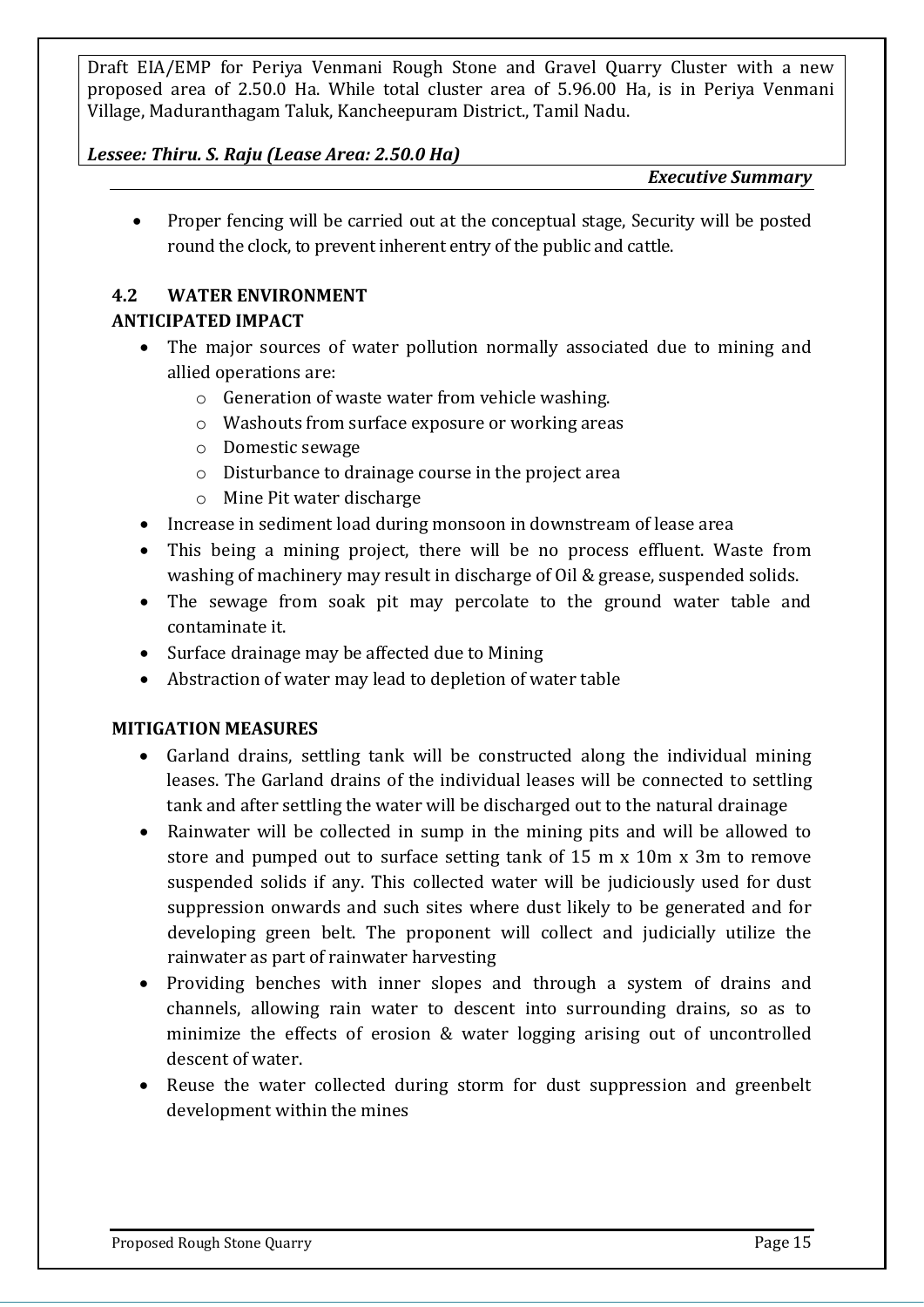- Proper fencing will be carried out at the conceptual stage, Security will be posted round the clock, to prevent inherent entry of the public and cattle.

### 4.2 WATER ENVIRONMENT

**ANTICIPATED IMPACT**

- The major sources of water pollution normally associated due to mining and allied operations are:
  - Generation of waste water from vehicle washing.
  - Washouts from surface exposure or working areas
  - Domestic sewage
  - Disturbance to drainage course in the project area
  - Mine Pit water discharge
- Increase in sediment load during monsoon in downstream of lease area
- This being a mining project, there will be no process effluent. Waste from washing of machinery may result in discharge of Oil & grease, suspended solids.
- The sewage from soak pit may percolate to the ground water table and contaminate it.
- Surface drainage may be affected due to Mining
- Abstraction of water may lead to depletion of water table

**MITIGATION MEASURES**

- Garland drains, settling tank will be constructed along the individual mining leases. The Garland drains of the individual leases will be connected to settling tank and after settling the water will be discharged out to the natural drainage
- Rainwater will be collected in sump in the mining pits and will be allowed to store and pumped out to surface setting tank of 15 m x 10m x 3m to remove suspended solids if any. This collected water will be judiciously used for dust suppression onwards and such sites where dust likely to be generated and for developing green belt. The proponent will collect and judicially utilize the rainwater as part of rainwater harvesting
- Providing benches with inner slopes and through a system of drains and channels, allowing rain water to descent into surrounding drains, so as to minimize the effects of erosion & water logging arising out of uncontrolled descent of water.
- Reuse the water collected during storm for dust suppression and greenbelt development within the mines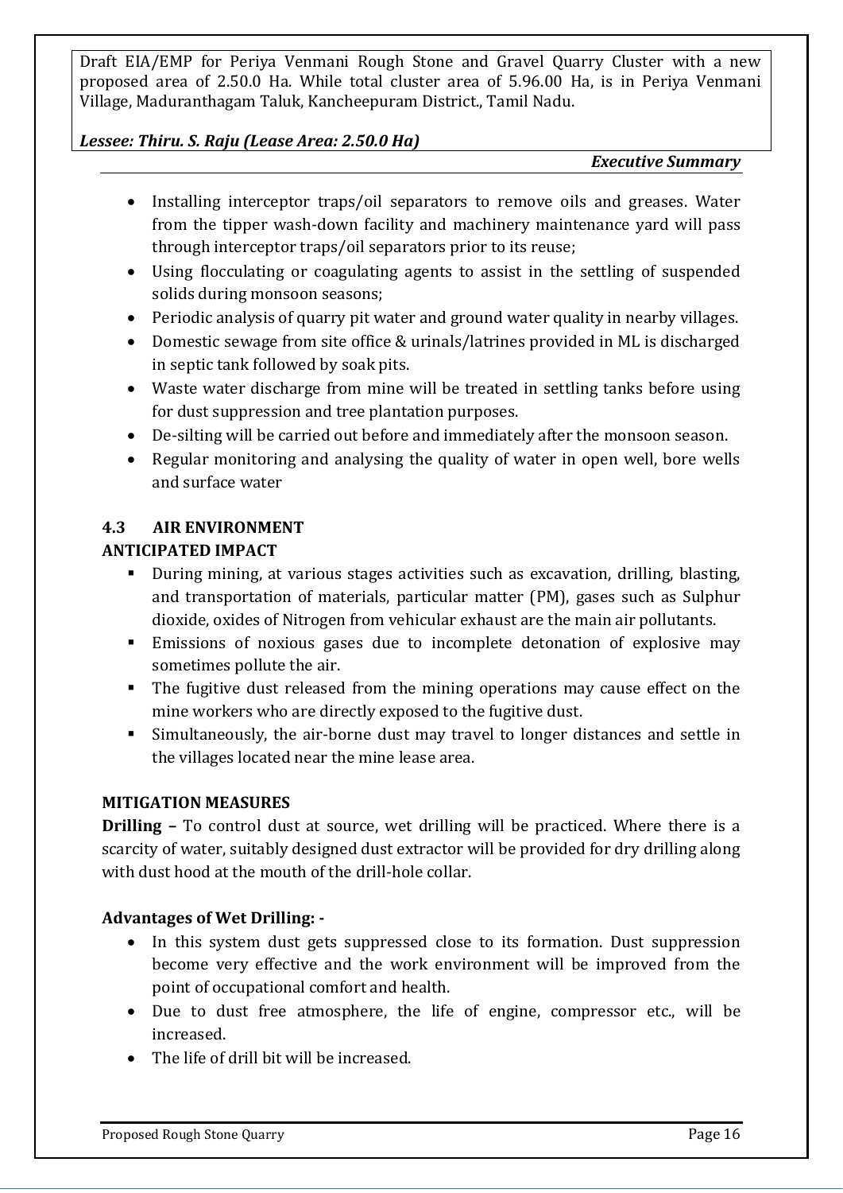- Installing interceptor traps/oil separators to remove oils and greases. Water from the tipper wash-down facility and machinery maintenance yard will pass through interceptor traps/oil separators prior to its reuse;
- Using flocculating or coagulating agents to assist in the settling of suspended solids during monsoon seasons;
- Periodic analysis of quarry pit water and ground water quality in nearby villages.
- Domestic sewage from site office & urinals/latrines provided in ML is discharged in septic tank followed by soak pits.
- Waste water discharge from mine will be treated in settling tanks before using for dust suppression and tree plantation purposes.
- De-silting will be carried out before and immediately after the monsoon season.
- Regular monitoring and analysing the quality of water in open well, bore wells and surface water

## 4.3 AIR ENVIRONMENT

**ANTICIPATED IMPACT**

- During mining, at various stages activities such as excavation, drilling, blasting, and transportation of materials, particular matter (PM), gases such as Sulphur dioxide, oxides of Nitrogen from vehicular exhaust are the main air pollutants.
- Emissions of noxious gases due to incomplete detonation of explosive may sometimes pollute the air.
- The fugitive dust released from the mining operations may cause effect on the mine workers who are directly exposed to the fugitive dust.
- Simultaneously, the air-borne dust may travel to longer distances and settle in the villages located near the mine lease area.

**MITIGATION MEASURES**

**Drilling –** To control dust at source, wet drilling will be practiced. Where there is a scarcity of water, suitably designed dust extractor will be provided for dry drilling along with dust hood at the mouth of the drill-hole collar.

**Advantages of Wet Drilling: -**

- In this system dust gets suppressed close to its formation. Dust suppression become very effective and the work environment will be improved from the point of occupational comfort and health.
- Due to dust free atmosphere, the life of engine, compressor etc., will be increased.
- The life of drill bit will be increased.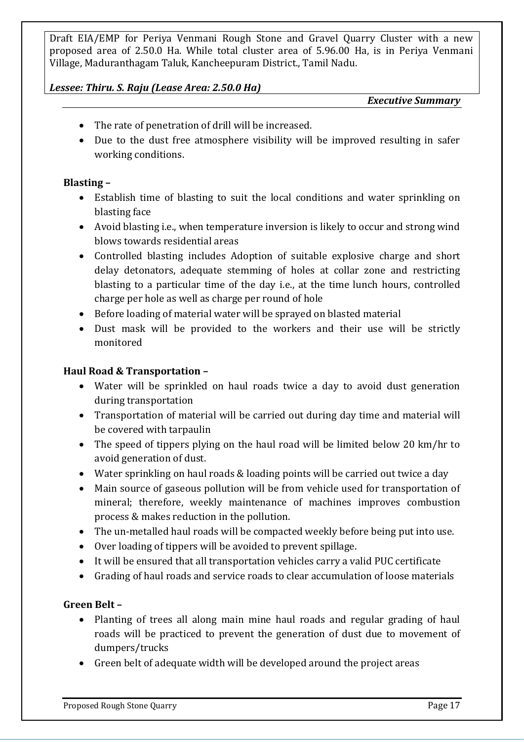- The rate of penetration of drill will be increased.
- Due to the dust free atmosphere visibility will be improved resulting in safer working conditions.

**Blasting –**

- Establish time of blasting to suit the local conditions and water sprinkling on blasting face
- Avoid blasting i.e., when temperature inversion is likely to occur and strong wind blows towards residential areas
- Controlled blasting includes Adoption of suitable explosive charge and short delay detonators, adequate stemming of holes at collar zone and restricting blasting to a particular time of the day i.e., at the time lunch hours, controlled charge per hole as well as charge per round of hole
- Before loading of material water will be sprayed on blasted material
- Dust mask will be provided to the workers and their use will be strictly monitored

**Haul Road & Transportation –**

- Water will be sprinkled on haul roads twice a day to avoid dust generation during transportation
- Transportation of material will be carried out during day time and material will be covered with tarpaulin
- The speed of tippers plying on the haul road will be limited below 20 km/hr to avoid generation of dust.
- Water sprinkling on haul roads & loading points will be carried out twice a day
- Main source of gaseous pollution will be from vehicle used for transportation of mineral; therefore, weekly maintenance of machines improves combustion process & makes reduction in the pollution.
- The un-metalled haul roads will be compacted weekly before being put into use.
- Over loading of tippers will be avoided to prevent spillage.
- It will be ensured that all transportation vehicles carry a valid PUC certificate
- Grading of haul roads and service roads to clear accumulation of loose materials

**Green Belt –**

- Planting of trees all along main mine haul roads and regular grading of haul roads will be practiced to prevent the generation of dust due to movement of dumpers/trucks
- Green belt of adequate width will be developed around the project areas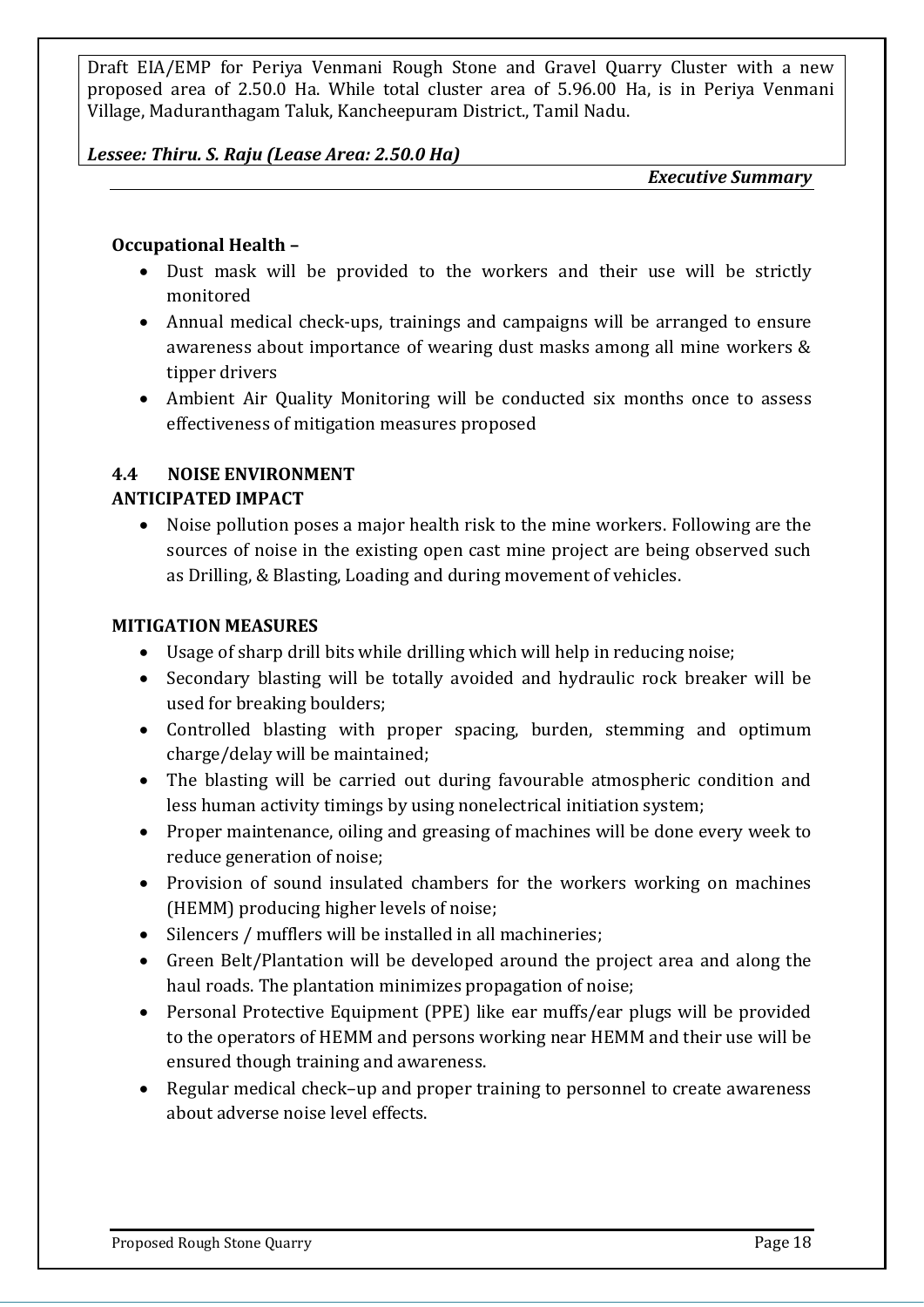**Occupational Health –**

- Dust mask will be provided to the workers and their use will be strictly monitored
- Annual medical check-ups, trainings and campaigns will be arranged to ensure awareness about importance of wearing dust masks among all mine workers & tipper drivers
- Ambient Air Quality Monitoring will be conducted six months once to assess effectiveness of mitigation measures proposed

## 4.4 NOISE ENVIRONMENT

**ANTICIPATED IMPACT**

- Noise pollution poses a major health risk to the mine workers. Following are the sources of noise in the existing open cast mine project are being observed such as Drilling, & Blasting, Loading and during movement of vehicles.

**MITIGATION MEASURES**

- Usage of sharp drill bits while drilling which will help in reducing noise;
- Secondary blasting will be totally avoided and hydraulic rock breaker will be used for breaking boulders;
- Controlled blasting with proper spacing, burden, stemming and optimum charge/delay will be maintained;
- The blasting will be carried out during favourable atmospheric condition and less human activity timings by using nonelectrical initiation system;
- Proper maintenance, oiling and greasing of machines will be done every week to reduce generation of noise;
- Provision of sound insulated chambers for the workers working on machines (HEMM) producing higher levels of noise;
- Silencers / mufflers will be installed in all machineries;
- Green Belt/Plantation will be developed around the project area and along the haul roads. The plantation minimizes propagation of noise;
- Personal Protective Equipment (PPE) like ear muffs/ear plugs will be provided to the operators of HEMM and persons working near HEMM and their use will be ensured though training and awareness.
- Regular medical check–up and proper training to personnel to create awareness about adverse noise level effects.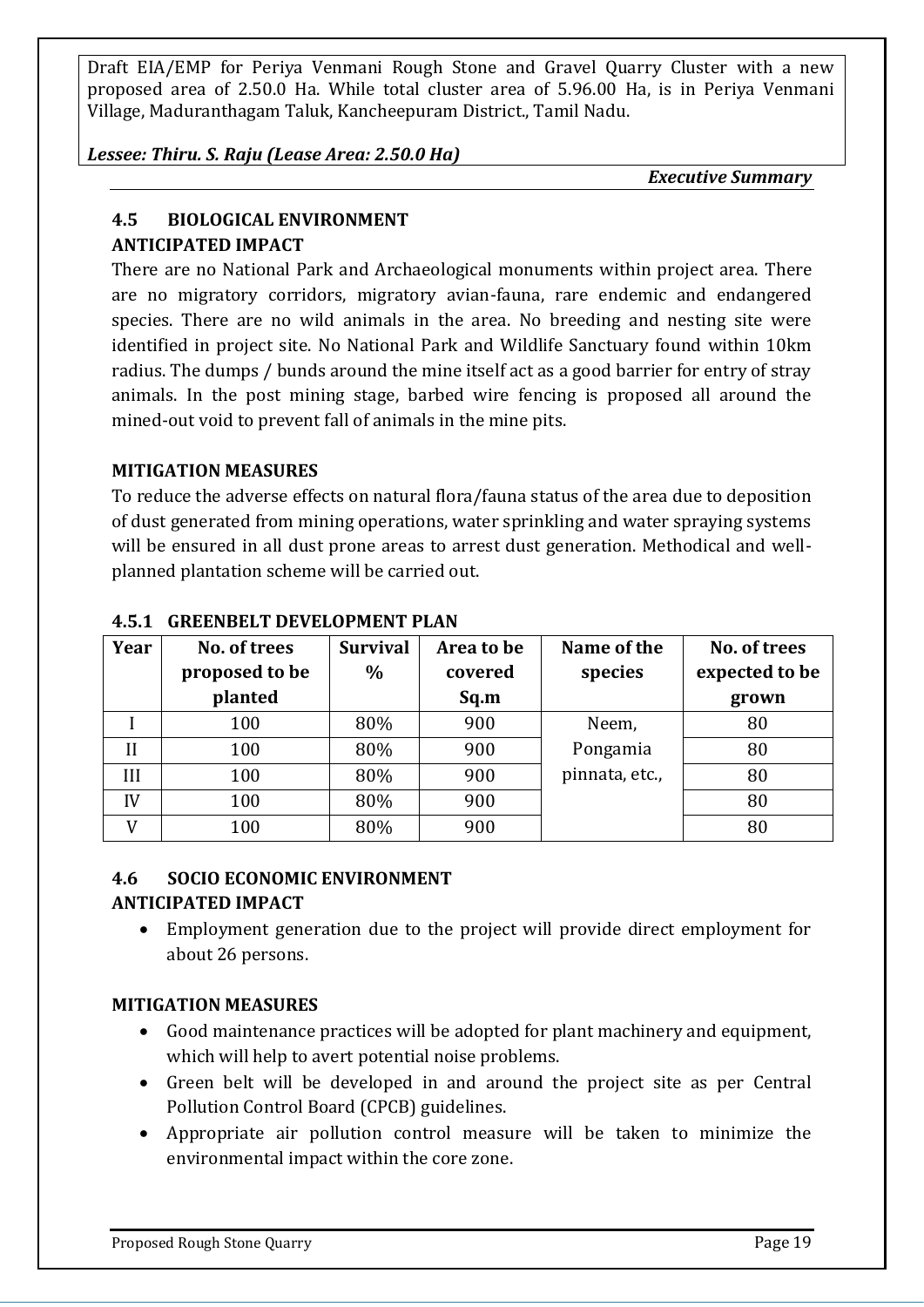### 4.5 BIOLOGICAL ENVIRONMENT

**ANTICIPATED IMPACT**

There are no National Park and Archaeological monuments within project area. There are no migratory corridors, migratory avian-fauna, rare endemic and endangered species. There are no wild animals in the area. No breeding and nesting site were identified in project site. No National Park and Wildlife Sanctuary found within 10km radius. The dumps / bunds around the mine itself act as a good barrier for entry of stray animals. In the post mining stage, barbed wire fencing is proposed all around the mined-out void to prevent fall of animals in the mine pits.

**MITIGATION MEASURES**

To reduce the adverse effects on natural flora/fauna status of the area due to deposition of dust generated from mining operations, water sprinkling and water spraying systems will be ensured in all dust prone areas to arrest dust generation. Methodical and well-planned plantation scheme will be carried out.

#### 4.5.1 GREENBELT DEVELOPMENT PLAN

| Year | No. of trees proposed to be planted | Survival % | Area to be covered Sq.m | Name of the species | No. of trees expected to be grown |
|---|---|---|---|---|---|
| I | 100 | 80% | 900 | Neem, Pongamia pinnata, etc., | 80 |
| II | 100 | 80% | 900 | | 80 |
| III | 100 | 80% | 900 | | 80 |
| IV | 100 | 80% | 900 | | 80 |
| V | 100 | 80% | 900 | | 80 |

### 4.6 SOCIO ECONOMIC ENVIRONMENT

**ANTICIPATED IMPACT**

- Employment generation due to the project will provide direct employment for about 26 persons.

**MITIGATION MEASURES**

- Good maintenance practices will be adopted for plant machinery and equipment, which will help to avert potential noise problems.
- Green belt will be developed in and around the project site as per Central Pollution Control Board (CPCB) guidelines.
- Appropriate air pollution control measure will be taken to minimize the environmental impact within the core zone.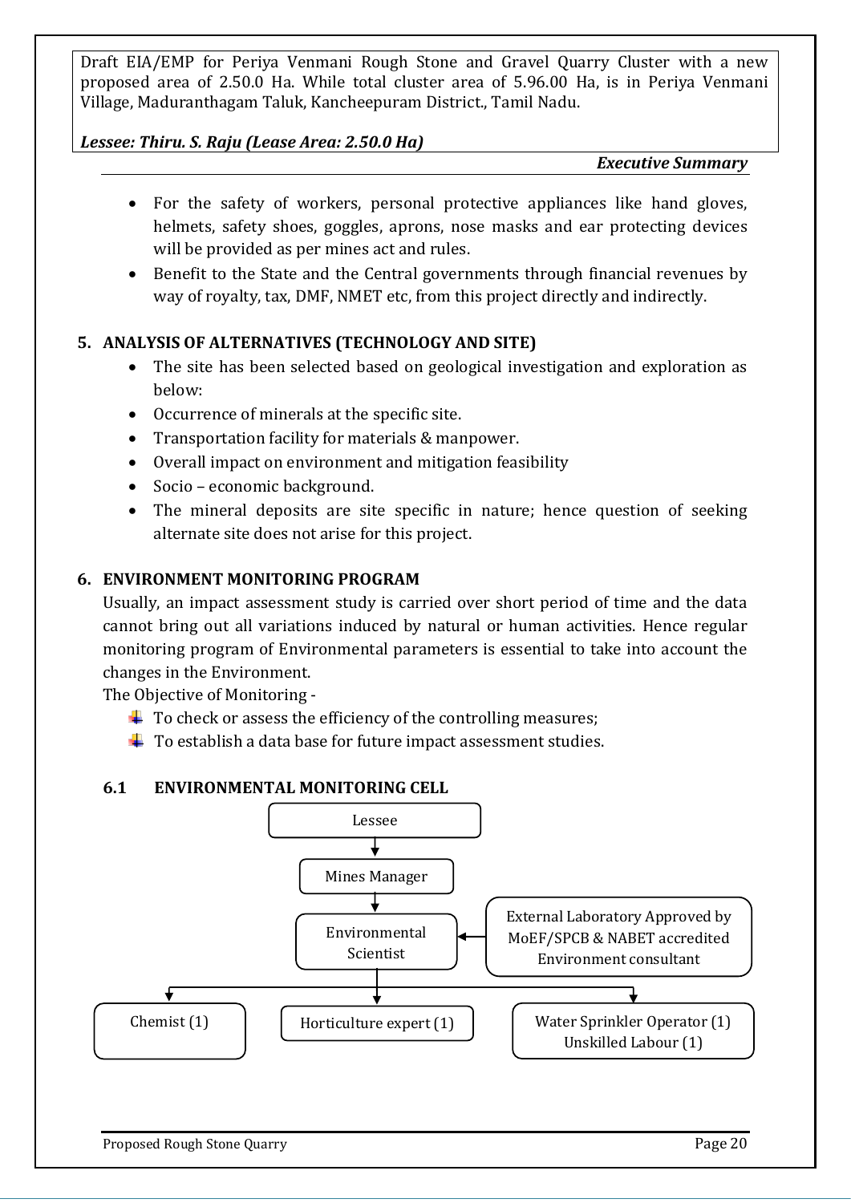- For the safety of workers, personal protective appliances like hand gloves, helmets, safety shoes, goggles, aprons, nose masks and ear protecting devices will be provided as per mines act and rules.
- Benefit to the State and the Central governments through financial revenues by way of royalty, tax, DMF, NMET etc, from this project directly and indirectly.

## 5. ANALYSIS OF ALTERNATIVES (TECHNOLOGY AND SITE)

- The site has been selected based on geological investigation and exploration as below:
- Occurrence of minerals at the specific site.
- Transportation facility for materials & manpower.
- Overall impact on environment and mitigation feasibility
- Socio – economic background.
- The mineral deposits are site specific in nature; hence question of seeking alternate site does not arise for this project.

## 6. ENVIRONMENT MONITORING PROGRAM

Usually, an impact assessment study is carried over short period of time and the data cannot bring out all variations induced by natural or human activities. Hence regular monitoring program of Environmental parameters is essential to take into account the changes in the Environment.

The Objective of Monitoring -

- To check or assess the efficiency of the controlling measures;
- To establish a data base for future impact assessment studies.

### 6.1 ENVIRONMENTAL MONITORING CELL

Lessee

Mines Manager

Environmental Scientist

External Laboratory Approved by MoEF/SPCB & NABET accredited Environment consultant

Chemist (1)

Horticulture expert (1)

Water Sprinkler Operator (1)
Unskilled Labour (1)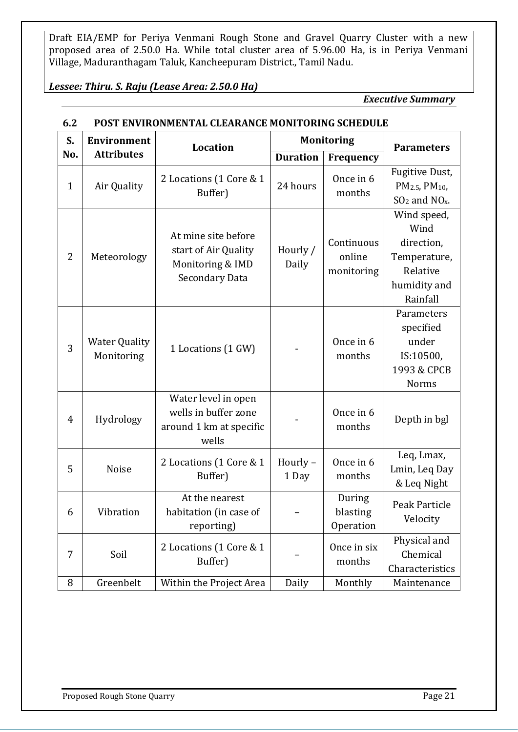## 6.2 POST ENVIRONMENTAL CLEARANCE MONITORING SCHEDULE

| S. No. | Environment Attributes | Location | Monitoring | | Parameters |
|---|---|---|---|---|---|
| | | | Duration | Frequency | |
| 1 | Air Quality | 2 Locations (1 Core & 1 Buffer) | 24 hours | Once in 6 months | Fugitive Dust, $PM_{2.5}$, $PM_{10}$, $SO_2$ and $NO_x$. |
| 2 | Meteorology | At mine site before start of Air Quality Monitoring & IMD Secondary Data | Hourly / Daily | Continuous online monitoring | Wind speed, Wind direction, Temperature, Relative humidity and Rainfall |
| 3 | Water Quality Monitoring | 1 Locations (1 GW) | - | Once in 6 months | Parameters specified under IS:10500, 1993 & CPCB Norms |
| 4 | Hydrology | Water level in open wells in buffer zone around 1 km at specific wells | - | Once in 6 months | Depth in bgl |
| 5 | Noise | 2 Locations (1 Core & 1 Buffer) | Hourly – 1 Day | Once in 6 months | Leq, Lmax, Lmin, Leq Day & Leq Night |
| 6 | Vibration | At the nearest habitation (in case of reporting) | – | During blasting Operation | Peak Particle Velocity |
| 7 | Soil | 2 Locations (1 Core & 1 Buffer) | – | Once in six months | Physical and Chemical Characteristics |
| 8 | Greenbelt | Within the Project Area | Daily | Monthly | Maintenance |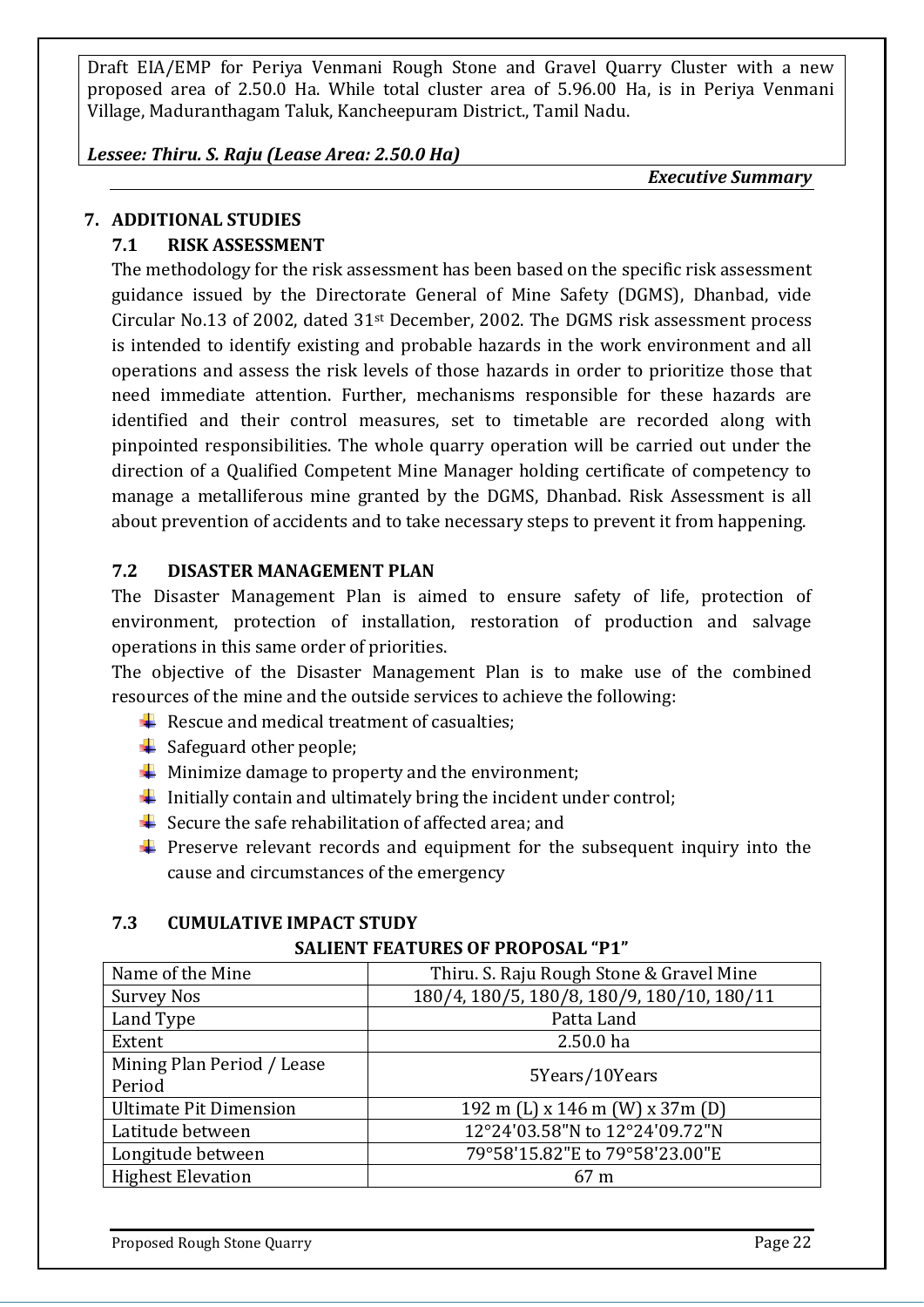## 7. ADDITIONAL STUDIES

### 7.1 RISK ASSESSMENT

The methodology for the risk assessment has been based on the specific risk assessment guidance issued by the Directorate General of Mine Safety (DGMS), Dhanbad, vide Circular No.13 of 2002, dated 31st December, 2002. The DGMS risk assessment process is intended to identify existing and probable hazards in the work environment and all operations and assess the risk levels of those hazards in order to prioritize those that need immediate attention. Further, mechanisms responsible for these hazards are identified and their control measures, set to timetable are recorded along with pinpointed responsibilities. The whole quarry operation will be carried out under the direction of a Qualified Competent Mine Manager holding certificate of competency to manage a metalliferous mine granted by the DGMS, Dhanbad. Risk Assessment is all about prevention of accidents and to take necessary steps to prevent it from happening.

### 7.2 DISASTER MANAGEMENT PLAN

The Disaster Management Plan is aimed to ensure safety of life, protection of environment, protection of installation, restoration of production and salvage operations in this same order of priorities.

The objective of the Disaster Management Plan is to make use of the combined resources of the mine and the outside services to achieve the following:

- Rescue and medical treatment of casualties;
- Safeguard other people;
- Minimize damage to property and the environment;
- Initially contain and ultimately bring the incident under control;
- Secure the safe rehabilitation of affected area; and
- Preserve relevant records and equipment for the subsequent inquiry into the cause and circumstances of the emergency

### 7.3 CUMULATIVE IMPACT STUDY

**SALIENT FEATURES OF PROPOSAL "P1"**

| | |
|---|---|
| Name of the Mine | Thiru. S. Raju Rough Stone & Gravel Mine |
| Survey Nos | 180/4, 180/5, 180/8, 180/9, 180/10, 180/11 |
| Land Type | Patta Land |
| Extent | 2.50.0 ha |
| Mining Plan Period / Lease Period | 5Years/10Years |
| Ultimate Pit Dimension | 192 m (L) x 146 m (W) x 37m (D) |
| Latitude between | 12°24'03.58"N to 12°24'09.72"N |
| Longitude between | 79°58'15.82"E to 79°58'23.00"E |
| Highest Elevation | 67 m |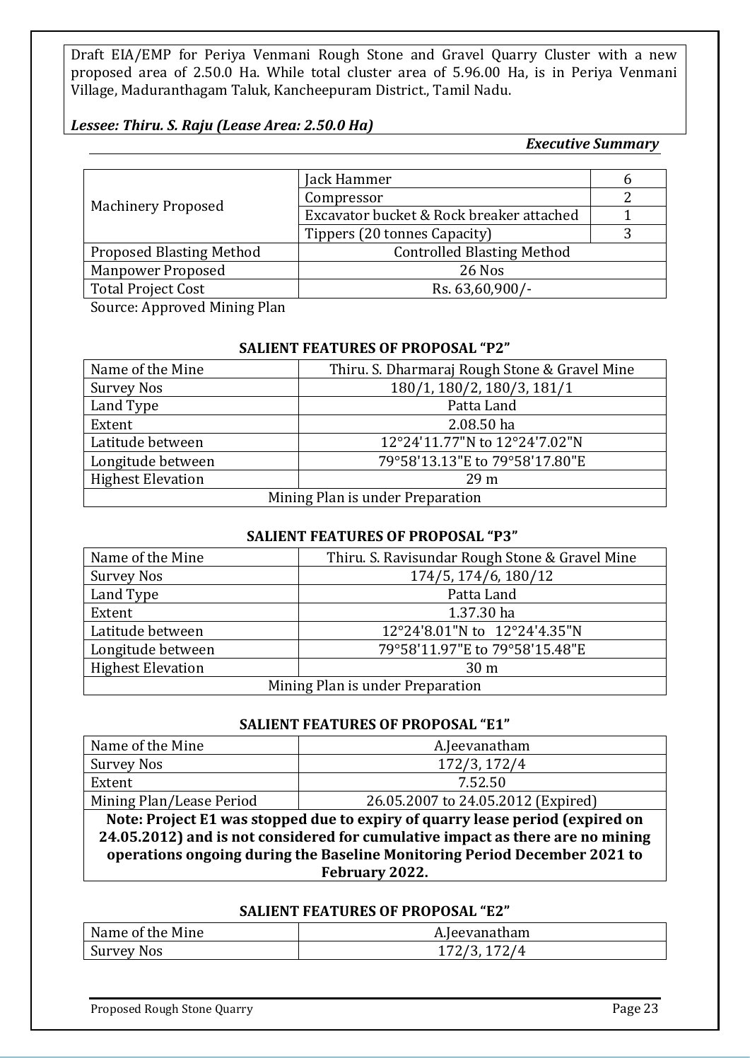| | | |
|---|---|---|
| Machinery Proposed | Jack Hammer | 6 |
| | Compressor | 2 |
| | Excavator bucket & Rock breaker attached | 1 |
| | Tippers (20 tonnes Capacity) | 3 |
| Proposed Blasting Method | Controlled Blasting Method | |
| Manpower Proposed | 26 Nos | |
| Total Project Cost | Rs. 63,60,900/- | |

Source: Approved Mining Plan

**SALIENT FEATURES OF PROPOSAL "P2"**

| | |
|---|---|
| Name of the Mine | Thiru. S. Dharmaraj Rough Stone & Gravel Mine |
| Survey Nos | 180/1, 180/2, 180/3, 181/1 |
| Land Type | Patta Land |
| Extent | 2.08.50 ha |
| Latitude between | 12°24'11.77"N to 12°24'7.02"N |
| Longitude between | 79°58'13.13"E to 79°58'17.80"E |
| Highest Elevation | 29 m |
| Mining Plan is under Preparation | |

**SALIENT FEATURES OF PROPOSAL "P3"**

| | |
|---|---|
| Name of the Mine | Thiru. S. Ravisundar Rough Stone & Gravel Mine |
| Survey Nos | 174/5, 174/6, 180/12 |
| Land Type | Patta Land |
| Extent | 1.37.30 ha |
| Latitude between | 12°24'8.01"N to 12°24'4.35"N |
| Longitude between | 79°58'11.97"E to 79°58'15.48"E |
| Highest Elevation | 30 m |
| Mining Plan is under Preparation | |

**SALIENT FEATURES OF PROPOSAL "E1"**

| | |
|---|---|
| Name of the Mine | A.Jeevanatham |
| Survey Nos | 172/3, 172/4 |
| Extent | 7.52.50 |
| Mining Plan/Lease Period | 26.05.2007 to 24.05.2012 (Expired) |
| **Note: Project E1 was stopped due to expiry of quarry lease period (expired on 24.05.2012) and is not considered for cumulative impact as there are no mining operations ongoing during the Baseline Monitoring Period December 2021 to February 2022.** | |

**SALIENT FEATURES OF PROPOSAL "E2"**

| | |
|---|---|
| Name of the Mine | A.Jeevanatham |
| Survey Nos | 172/3, 172/4 |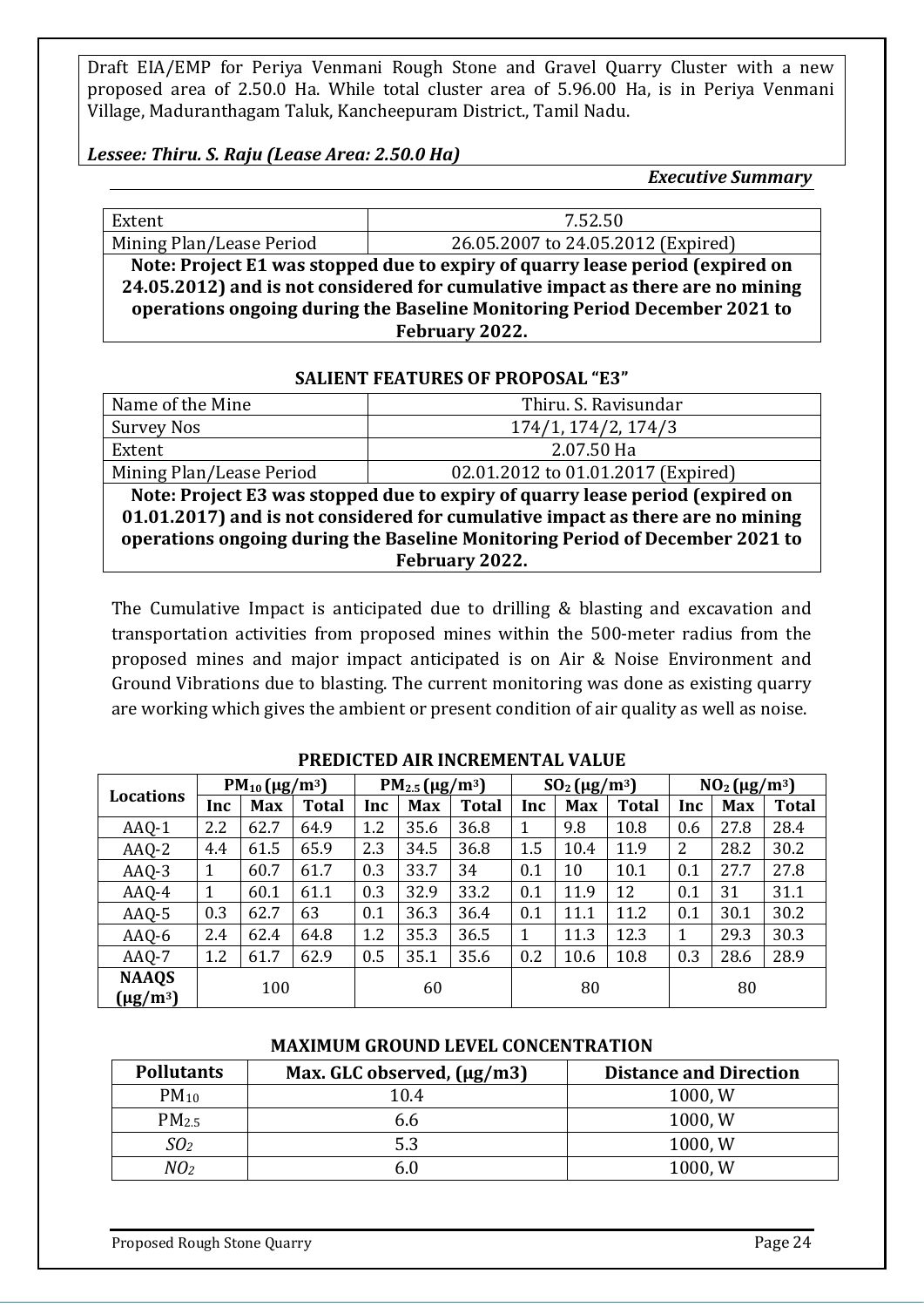| | |
|---|---|
| Extent | 7.52.50 |
| Mining Plan/Lease Period | 26.05.2007 to 24.05.2012 (Expired) |
| **Note: Project E1 was stopped due to expiry of quarry lease period (expired on 24.05.2012) and is not considered for cumulative impact as there are no mining operations ongoing during the Baseline Monitoring Period December 2021 to February 2022.** | |

### SALIENT FEATURES OF PROPOSAL "E3"

| | |
|---|---|
| Name of the Mine | Thiru. S. Ravisundar |
| Survey Nos | 174/1, 174/2, 174/3 |
| Extent | 2.07.50 Ha |
| Mining Plan/Lease Period | 02.01.2012 to 01.01.2017 (Expired) |
| **Note: Project E3 was stopped due to expiry of quarry lease period (expired on 01.01.2017) and is not considered for cumulative impact as there are no mining operations ongoing during the Baseline Monitoring Period of December 2021 to February 2022.** | |

The Cumulative Impact is anticipated due to drilling & blasting and excavation and transportation activities from proposed mines within the 500-meter radius from the proposed mines and major impact anticipated is on Air & Noise Environment and Ground Vibrations due to blasting. The current monitoring was done as existing quarry are working which gives the ambient or present condition of air quality as well as noise.

### PREDICTED AIR INCREMENTAL VALUE

| Locations | $PM_{10}$ (µg/m³) | | | $PM_{2.5}$ (µg/m³) | | | $SO_2$ (µg/m³) | | | $NO_2$ (µg/m³) | | |
|---|---|---|---|---|---|---|---|---|---|---|---|---|
| | Inc | Max | Total | Inc | Max | Total | Inc | Max | Total | Inc | Max | Total |
| AAQ-1 | 2.2 | 62.7 | 64.9 | 1.2 | 35.6 | 36.8 | 1 | 9.8 | 10.8 | 0.6 | 27.8 | 28.4 |
| AAQ-2 | 4.4 | 61.5 | 65.9 | 2.3 | 34.5 | 36.8 | 1.5 | 10.4 | 11.9 | 2 | 28.2 | 30.2 |
| AAQ-3 | 1 | 60.7 | 61.7 | 0.3 | 33.7 | 34 | 0.1 | 10 | 10.1 | 0.1 | 27.7 | 27.8 |
| AAQ-4 | 1 | 60.1 | 61.1 | 0.3 | 32.9 | 33.2 | 0.1 | 11.9 | 12 | 0.1 | 31 | 31.1 |
| AAQ-5 | 0.3 | 62.7 | 63 | 0.1 | 36.3 | 36.4 | 0.1 | 11.1 | 11.2 | 0.1 | 30.1 | 30.2 |
| AAQ-6 | 2.4 | 62.4 | 64.8 | 1.2 | 35.3 | 36.5 | 1 | 11.3 | 12.3 | 1 | 29.3 | 30.3 |
| AAQ-7 | 1.2 | 61.7 | 62.9 | 0.5 | 35.1 | 35.6 | 0.2 | 10.6 | 10.8 | 0.3 | 28.6 | 28.9 |
| **NAAQS (µg/m³)** | 100 | | | 60 | | | 80 | | | 80 | | |

### MAXIMUM GROUND LEVEL CONCENTRATION

| Pollutants | Max. GLC observed, (µg/m3) | Distance and Direction |
|---|---|---|
| $PM_{10}$ | 10.4 | 1000, W |
| $PM_{2.5}$ | 6.6 | 1000, W |
| $SO_2$ | 5.3 | 1000, W |
| $NO_2$ | 6.0 | 1000, W |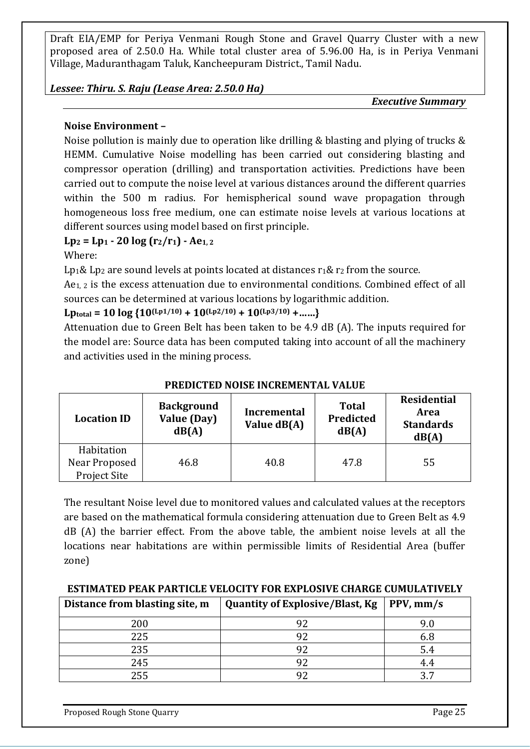**Noise Environment –**

Noise pollution is mainly due to operation like drilling & blasting and plying of trucks & HEMM. Cumulative Noise modelling has been carried out considering blasting and compressor operation (drilling) and transportation activities. Predictions have been carried out to compute the noise level at various distances around the different quarries within the 500 m radius. For hemispherical sound wave propagation through homogeneous loss free medium, one can estimate noise levels at various locations at different sources using model based on first principle.

$$Lp_2 = Lp_1 - 20 \log (r_2/r_1) - Ae_{1,2}$$

Where:

$Lp_1$& $Lp_2$ are sound levels at points located at distances $r_1$& $r_2$ from the source.

$Ae_{1,2}$ is the excess attenuation due to environmental conditions. Combined effect of all sources can be determined at various locations by logarithmic addition.

$$Lp_{total} = 10 \log \{10^{(Lp1/10)} + 10^{(Lp2/10)} + 10^{(Lp3/10)} + ......\}$$

Attenuation due to Green Belt has been taken to be 4.9 dB (A). The inputs required for the model are: Source data has been computed taking into account of all the machinery and activities used in the mining process.

**PREDICTED NOISE INCREMENTAL VALUE**

| Location ID | Background Value (Day) dB(A) | Incremental Value dB(A) | Total Predicted dB(A) | Residential Area Standards dB(A) |
|---|---|---|---|---|
| Habitation Near Proposed Project Site | 46.8 | 40.8 | 47.8 | 55 |

The resultant Noise level due to monitored values and calculated values at the receptors are based on the mathematical formula considering attenuation due to Green Belt as 4.9 dB (A) the barrier effect. From the above table, the ambient noise levels at all the locations near habitations are within permissible limits of Residential Area (buffer zone)

**ESTIMATED PEAK PARTICLE VELOCITY FOR EXPLOSIVE CHARGE CUMULATIVELY**

| Distance from blasting site, m | Quantity of Explosive/Blast, Kg | PPV, mm/s |
|---|---|---|
| 200 | 92 | 9.0 |
| 225 | 92 | 6.8 |
| 235 | 92 | 5.4 |
| 245 | 92 | 4.4 |
| 255 | 92 | 3.7 |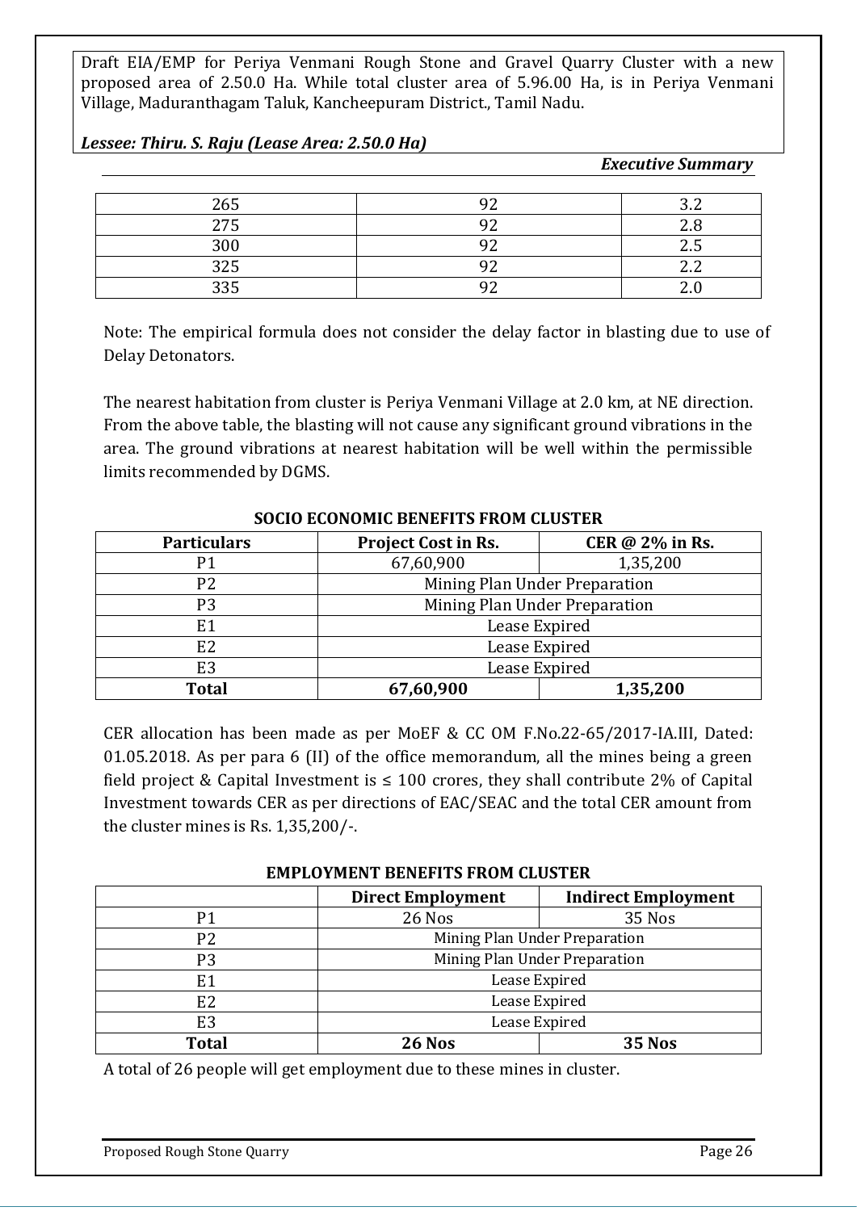| | | |
|---|---|---|
| 265 | 92 | 3.2 |
| 275 | 92 | 2.8 |
| 300 | 92 | 2.5 |
| 325 | 92 | 2.2 |
| 335 | 92 | 2.0 |

Note: The empirical formula does not consider the delay factor in blasting due to use of Delay Detonators.

The nearest habitation from cluster is Periya Venmani Village at 2.0 km, at NE direction. From the above table, the blasting will not cause any significant ground vibrations in the area. The ground vibrations at nearest habitation will be well within the permissible limits recommended by DGMS.

**SOCIO ECONOMIC BENEFITS FROM CLUSTER**

| Particulars | Project Cost in Rs. | CER @ 2% in Rs. |
|---|---|---|
| P1 | 67,60,900 | 1,35,200 |
| P2 | Mining Plan Under Preparation | |
| P3 | Mining Plan Under Preparation | |
| E1 | Lease Expired | |
| E2 | Lease Expired | |
| E3 | Lease Expired | |
| **Total** | **67,60,900** | **1,35,200** |

CER allocation has been made as per MoEF & CC OM F.No.22-65/2017-IA.III, Dated: 01.05.2018. As per para 6 (II) of the office memorandum, all the mines being a green field project & Capital Investment is ≤ 100 crores, they shall contribute 2% of Capital Investment towards CER as per directions of EAC/SEAC and the total CER amount from the cluster mines is Rs. 1,35,200/-.

**EMPLOYMENT BENEFITS FROM CLUSTER**

| | Direct Employment | Indirect Employment |
|---|---|---|
| P1 | 26 Nos | 35 Nos |
| P2 | Mining Plan Under Preparation | |
| P3 | Mining Plan Under Preparation | |
| E1 | Lease Expired | |
| E2 | Lease Expired | |
| E3 | Lease Expired | |
| **Total** | **26 Nos** | **35 Nos** |

A total of 26 people will get employment due to these mines in cluster.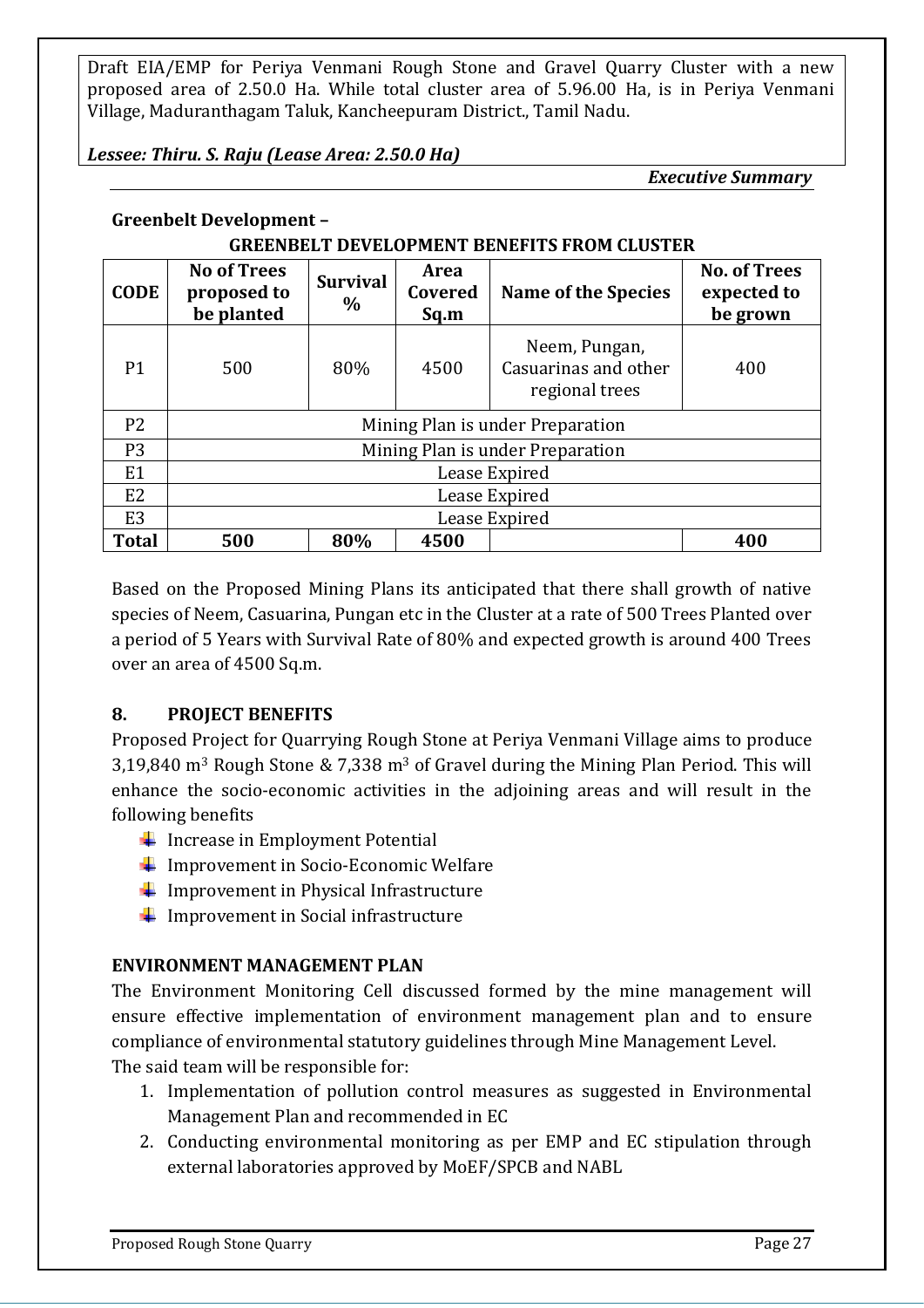## Greenbelt Development –

**GREENBELT DEVELOPMENT BENEFITS FROM CLUSTER**

| CODE | No of Trees proposed to be planted | Survival % | Area Covered Sq.m | Name of the Species | No. of Trees expected to be grown |
|---|---|---|---|---|---|
| P1 | 500 | 80% | 4500 | Neem, Pungan, Casuarinas and other regional trees | 400 |
| P2 | Mining Plan is under Preparation | | | | |
| P3 | Mining Plan is under Preparation | | | | |
| E1 | Lease Expired | | | | |
| E2 | Lease Expired | | | | |
| E3 | Lease Expired | | | | |
| **Total** | **500** | **80%** | **4500** | | **400** |

Based on the Proposed Mining Plans its anticipated that there shall growth of native species of Neem, Casuarina, Pungan etc in the Cluster at a rate of 500 Trees Planted over a period of 5 Years with Survival Rate of 80% and expected growth is around 400 Trees over an area of 4500 Sq.m.

## 8. PROJECT BENEFITS

Proposed Project for Quarrying Rough Stone at Periya Venmani Village aims to produce 3,19,840 $m^3$ Rough Stone & 7,338 $m^3$ of Gravel during the Mining Plan Period. This will enhance the socio-economic activities in the adjoining areas and will result in the following benefits

- Increase in Employment Potential
- Improvement in Socio-Economic Welfare
- Improvement in Physical Infrastructure
- Improvement in Social infrastructure

## ENVIRONMENT MANAGEMENT PLAN

The Environment Monitoring Cell discussed formed by the mine management will ensure effective implementation of environment management plan and to ensure compliance of environmental statutory guidelines through Mine Management Level.

The said team will be responsible for:

1. Implementation of pollution control measures as suggested in Environmental Management Plan and recommended in EC
2. Conducting environmental monitoring as per EMP and EC stipulation through external laboratories approved by MoEF/SPCB and NABL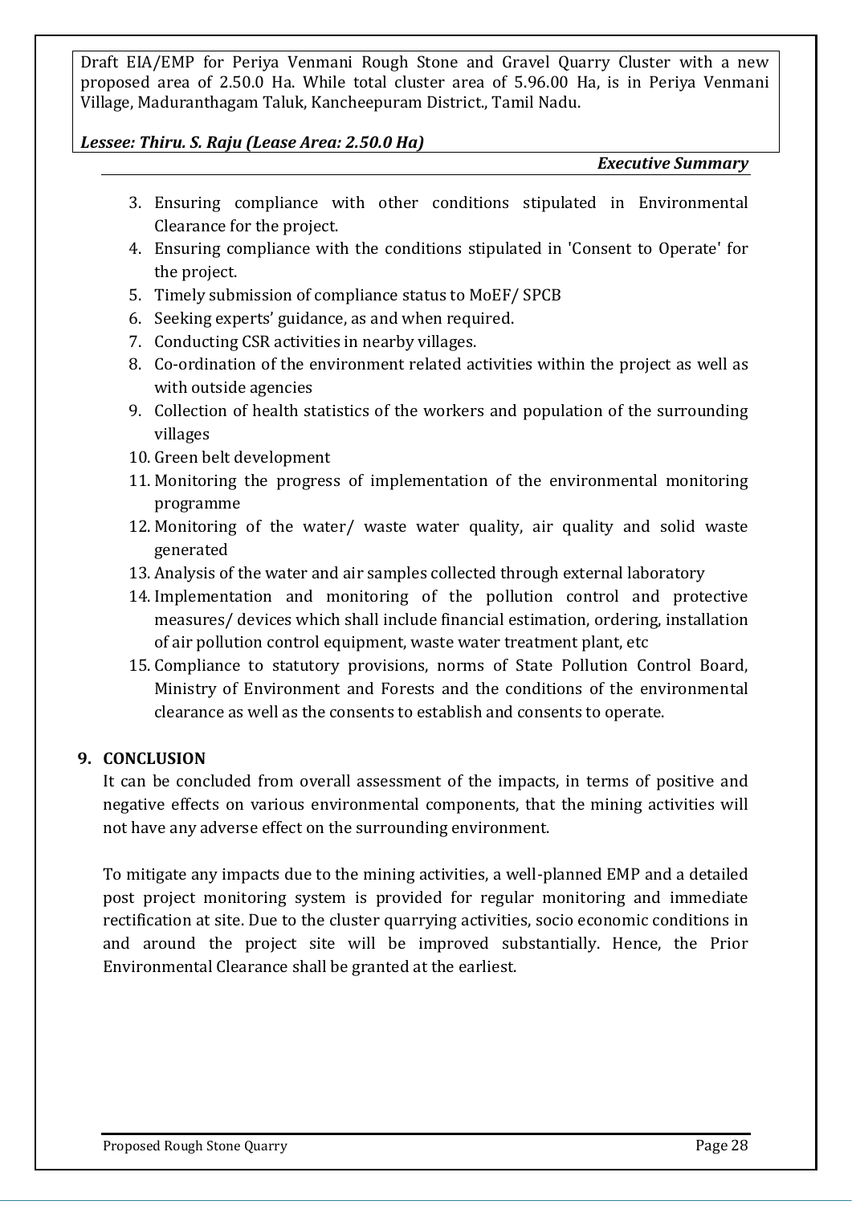3. Ensuring compliance with other conditions stipulated in Environmental Clearance for the project.
4. Ensuring compliance with the conditions stipulated in 'Consent to Operate' for the project.
5. Timely submission of compliance status to MoEF/ SPCB
6. Seeking experts' guidance, as and when required.
7. Conducting CSR activities in nearby villages.
8. Co-ordination of the environment related activities within the project as well as with outside agencies
9. Collection of health statistics of the workers and population of the surrounding villages
10. Green belt development
11. Monitoring the progress of implementation of the environmental monitoring programme
12. Monitoring of the water/ waste water quality, air quality and solid waste generated
13. Analysis of the water and air samples collected through external laboratory
14. Implementation and monitoring of the pollution control and protective measures/ devices which shall include financial estimation, ordering, installation of air pollution control equipment, waste water treatment plant, etc
15. Compliance to statutory provisions, norms of State Pollution Control Board, Ministry of Environment and Forests and the conditions of the environmental clearance as well as the consents to establish and consents to operate.

## 9. CONCLUSION

It can be concluded from overall assessment of the impacts, in terms of positive and negative effects on various environmental components, that the mining activities will not have any adverse effect on the surrounding environment.

To mitigate any impacts due to the mining activities, a well-planned EMP and a detailed post project monitoring system is provided for regular monitoring and immediate rectification at site. Due to the cluster quarrying activities, socio economic conditions in and around the project site will be improved substantially. Hence, the Prior Environmental Clearance shall be granted at the earliest.